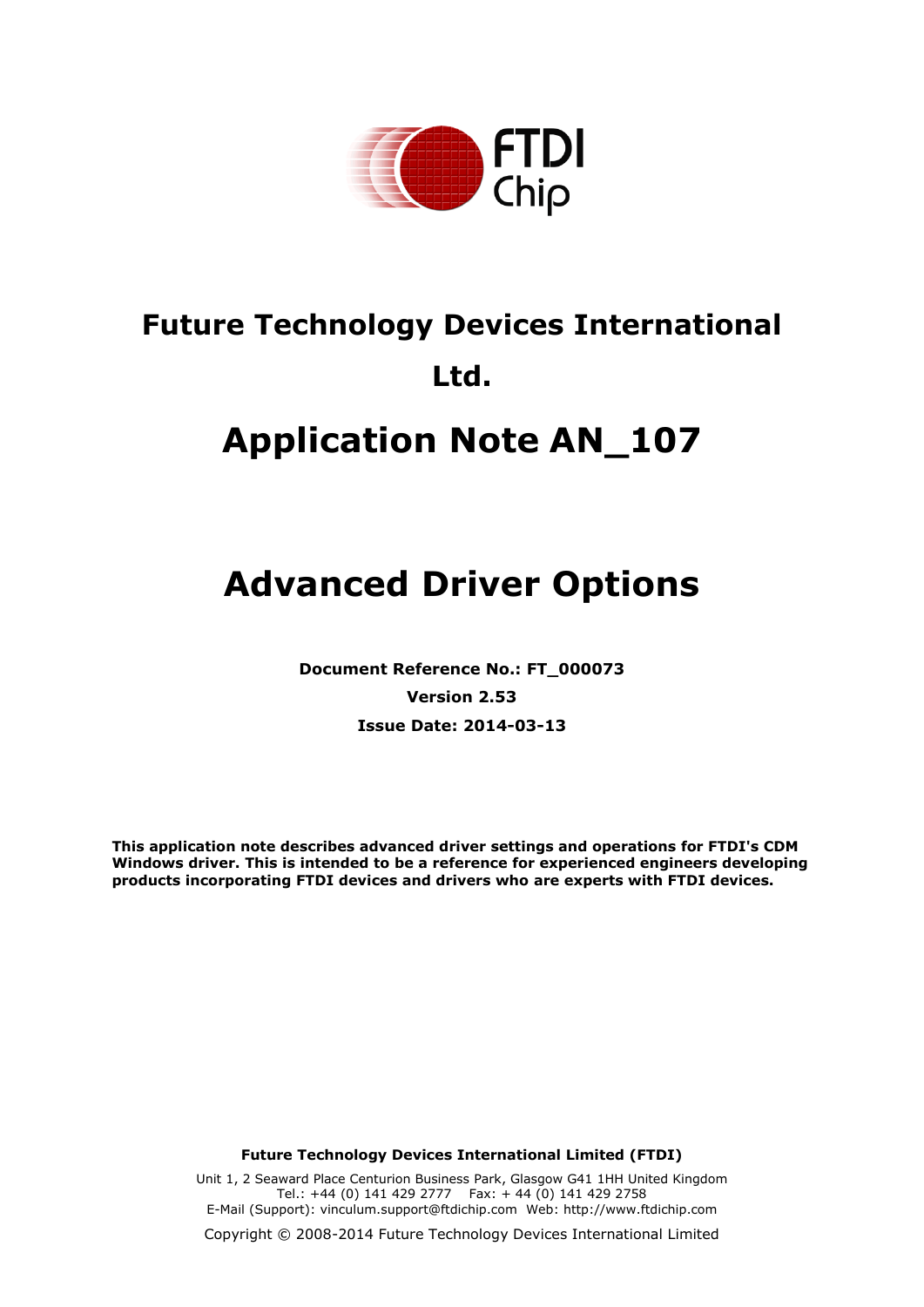# Future Technology Devices International Ltd.

# Application Note AN_107

# Advanced Driver Options

**Document Reference No.: FT_000073**

**Version 2.53**

**Issue Date: 2014-03-13**

**This application note describes advanced driver settings and operations for FTDI's CDM Windows driver. This is intended to be a reference for experienced engineers developing products incorporating FTDI devices and drivers who are experts with FTDI devices.**

**Future Technology Devices International Limited (FTDI)**

Unit 1, 2 Seaward Place Centurion Business Park, Glasgow G41 1HH United Kingdom
Tel.: +44 (0) 141 429 2777 Fax: + 44 (0) 141 429 2758
E-Mail (Support): vinculum.support@ftdichip.com Web: http://www.ftdichip.com

Copyright © 2008-2014 Future Technology Devices International Limited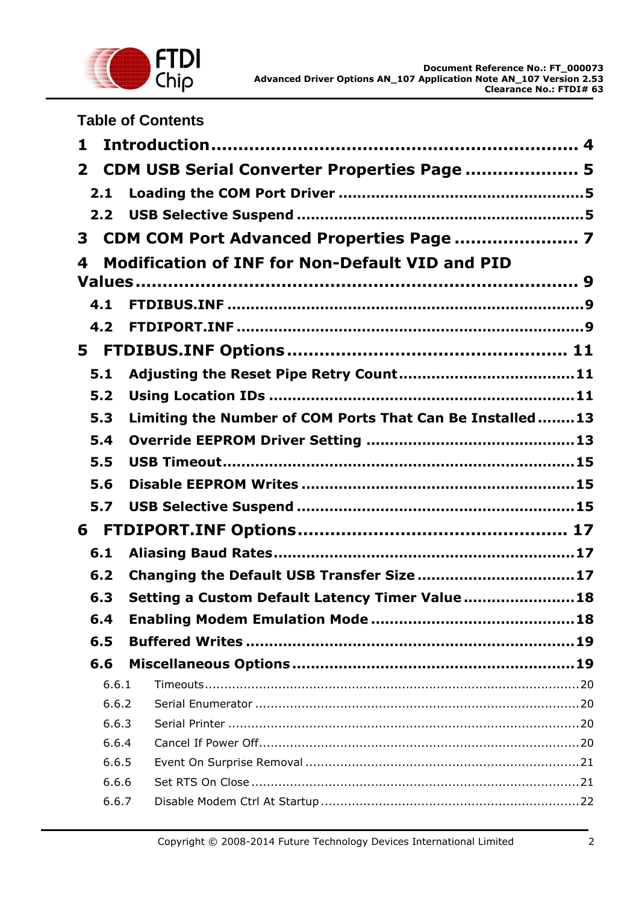## Table of Contents

**1 Introduction .................................................................. 4**

**2 CDM USB Serial Converter Properties Page .................... 5**

- **2.1 Loading the COM Port Driver ....................................................5**
- **2.2 USB Selective Suspend ............................................................5**

**3 CDM COM Port Advanced Properties Page ...................... 7**

**4 Modification of INF for Non-Default VID and PID Values ................................................................................ 9**

- **4.1 FTDIBUS.INF ...........................................................................9**
- **4.2 FTDIPORT.INF .........................................................................9**

**5 FTDIBUS.INF Options .................................................. 11**

- **5.1 Adjusting the Reset Pipe Retry Count ....................................11**
- **5.2 Using Location IDs ................................................................11**
- **5.3 Limiting the Number of COM Ports That Can Be Installed ........13**
- **5.4 Override EEPROM Driver Setting ...........................................13**
- **5.5 USB Timeout ..........................................................................15**
- **5.6 Disable EEPROM Writes .........................................................15**
- **5.7 USB Selective Suspend ..........................................................15**

**6 FTDIPORT.INF Options ................................................ 17**

- **6.1 Aliasing Baud Rates ...............................................................17**
- **6.2 Changing the Default USB Transfer Size .................................17**
- **6.3 Setting a Custom Default Latency Timer Value ........................18**
- **6.4 Enabling Modem Emulation Mode ...........................................18**
- **6.5 Buffered Writes .....................................................................19**
- **6.6 Miscellaneous Options ...........................................................19**
  - 6.6.1 Timeouts ................................................................................20
  - 6.6.2 Serial Enumerator ...................................................................20
  - 6.6.3 Serial Printer ..........................................................................20
  - 6.6.4 Cancel If Power Off .................................................................20
  - 6.6.5 Event On Surprise Removal ......................................................21
  - 6.6.6 Set RTS On Close ....................................................................21
  - 6.6.7 Disable Modem Ctrl At Startup ..................................................22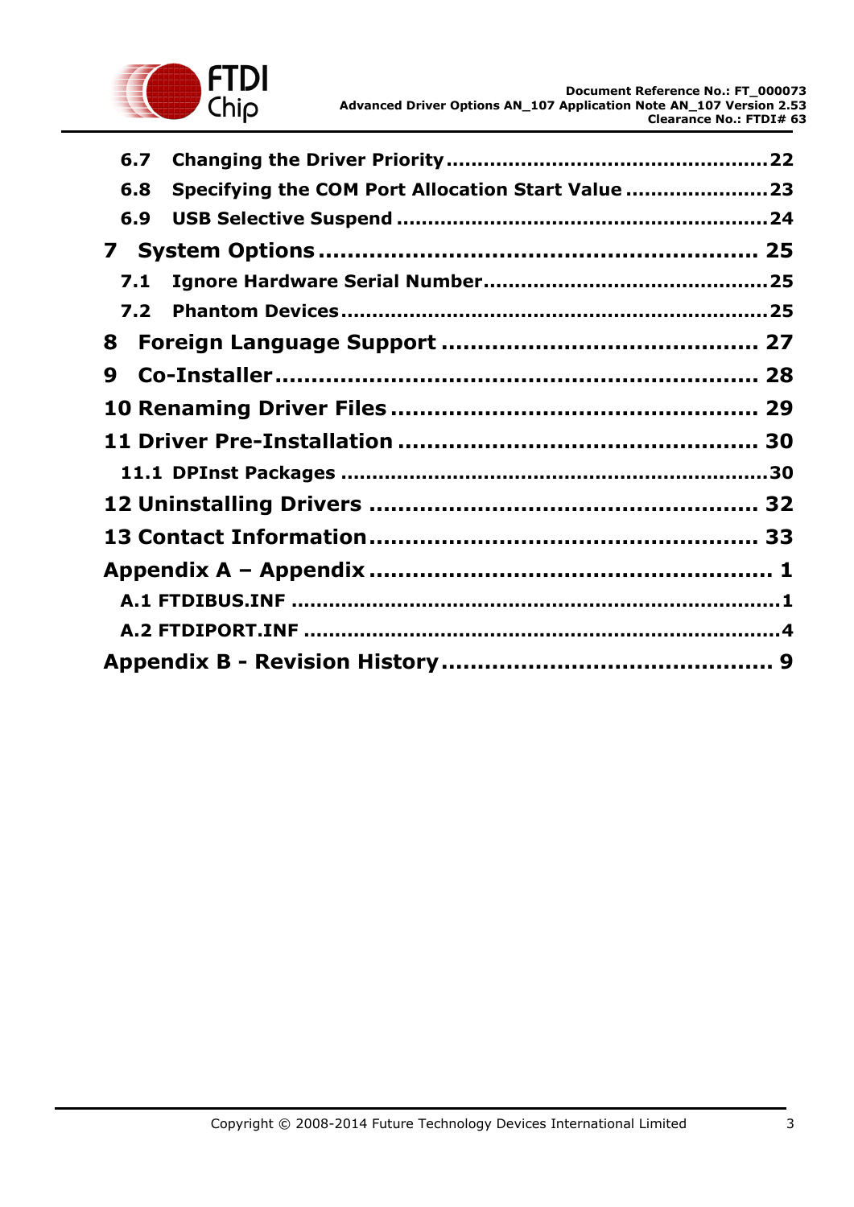6.7 Changing the Driver Priority ............................................. 22

6.8 Specifying the COM Port Allocation Start Value ...................... 23

6.9 USB Selective Suspend ............................................. 24

**7 System Options ............................................. 25**

7.1 Ignore Hardware Serial Number ............................................. 25

7.2 Phantom Devices ............................................. 25

**8 Foreign Language Support ............................................. 27**

**9 Co-Installer ............................................. 28**

**10 Renaming Driver Files ............................................. 29**

**11 Driver Pre-Installation ............................................. 30**

11.1 DPInst Packages ............................................. 30

**12 Uninstalling Drivers ............................................. 32**

**13 Contact Information ............................................. 33**

**Appendix A – Appendix ............................................. 1**

A.1 FTDIBUS.INF ............................................. 1

A.2 FTDIPORT.INF ............................................. 4

**Appendix B - Revision History ............................................. 9**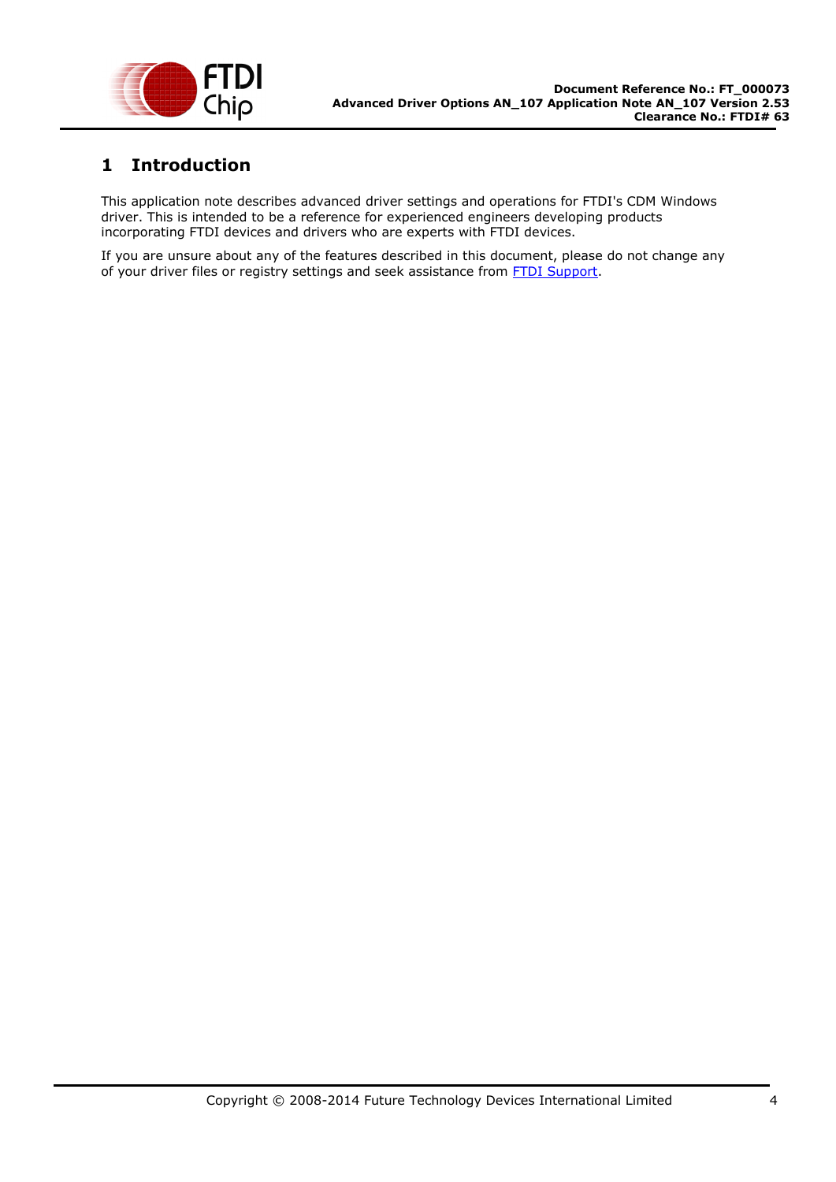# 1 Introduction

This application note describes advanced driver settings and operations for FTDI's CDM Windows driver. This is intended to be a reference for experienced engineers developing products incorporating FTDI devices and drivers who are experts with FTDI devices.

If you are unsure about any of the features described in this document, please do not change any of your driver files or registry settings and seek assistance from FTDI Support.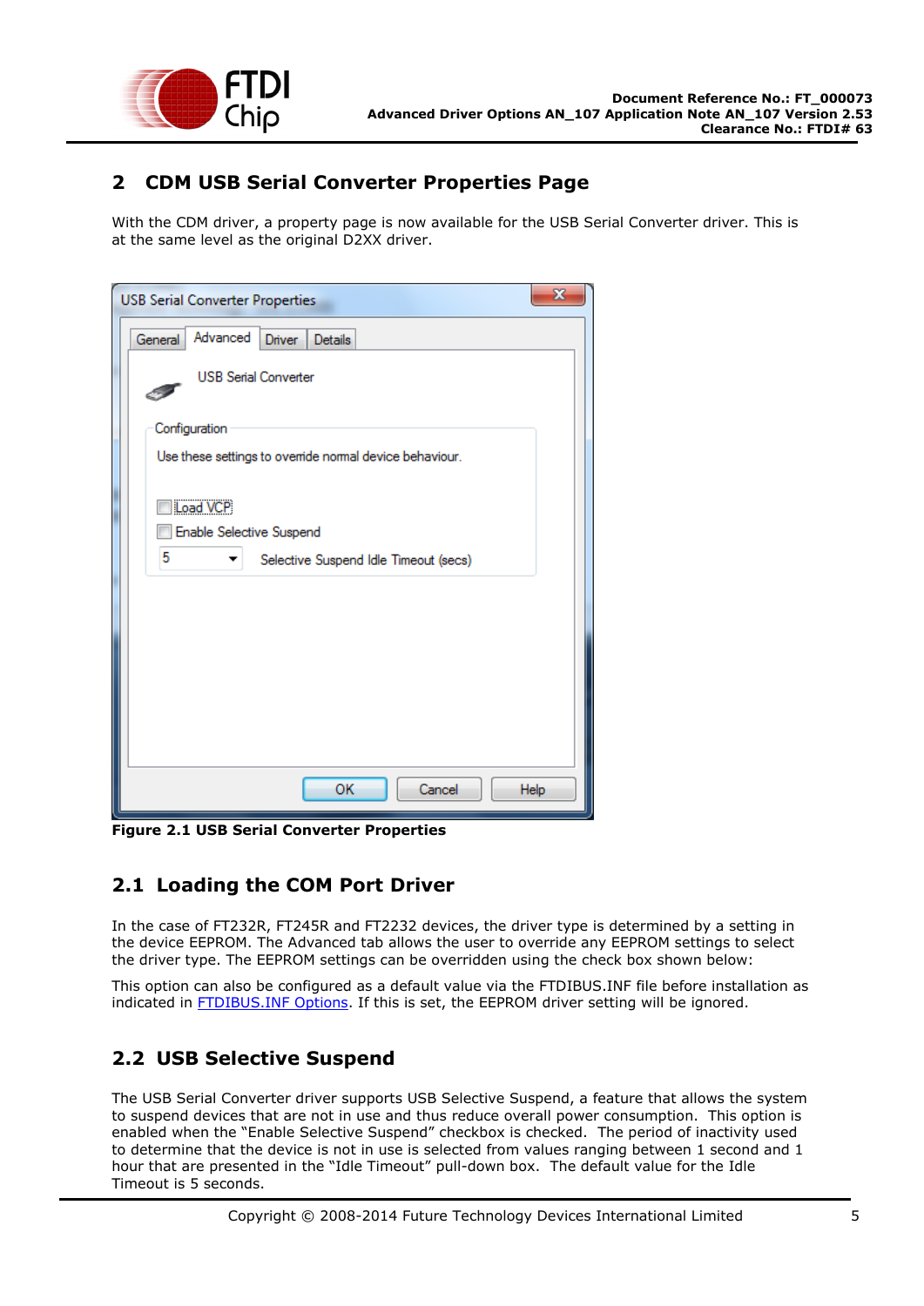## 2 CDM USB Serial Converter Properties Page

With the CDM driver, a property page is now available for the USB Serial Converter driver. This is at the same level as the original D2XX driver.

**Figure 2.1 USB Serial Converter Properties**

### 2.1 Loading the COM Port Driver

In the case of FT232R, FT245R and FT2232 devices, the driver type is determined by a setting in the device EEPROM. The Advanced tab allows the user to override any EEPROM settings to select the driver type. The EEPROM settings can be overridden using the check box shown below:

This option can also be configured as a default value via the FTDIBUS.INF file before installation as indicated in FTDIBUS.INF Options. If this is set, the EEPROM driver setting will be ignored.

### 2.2 USB Selective Suspend

The USB Serial Converter driver supports USB Selective Suspend, a feature that allows the system to suspend devices that are not in use and thus reduce overall power consumption. This option is enabled when the "Enable Selective Suspend" checkbox is checked. The period of inactivity used to determine that the device is not in use is selected from values ranging between 1 second and 1 hour that are presented in the "Idle Timeout" pull-down box. The default value for the Idle Timeout is 5 seconds.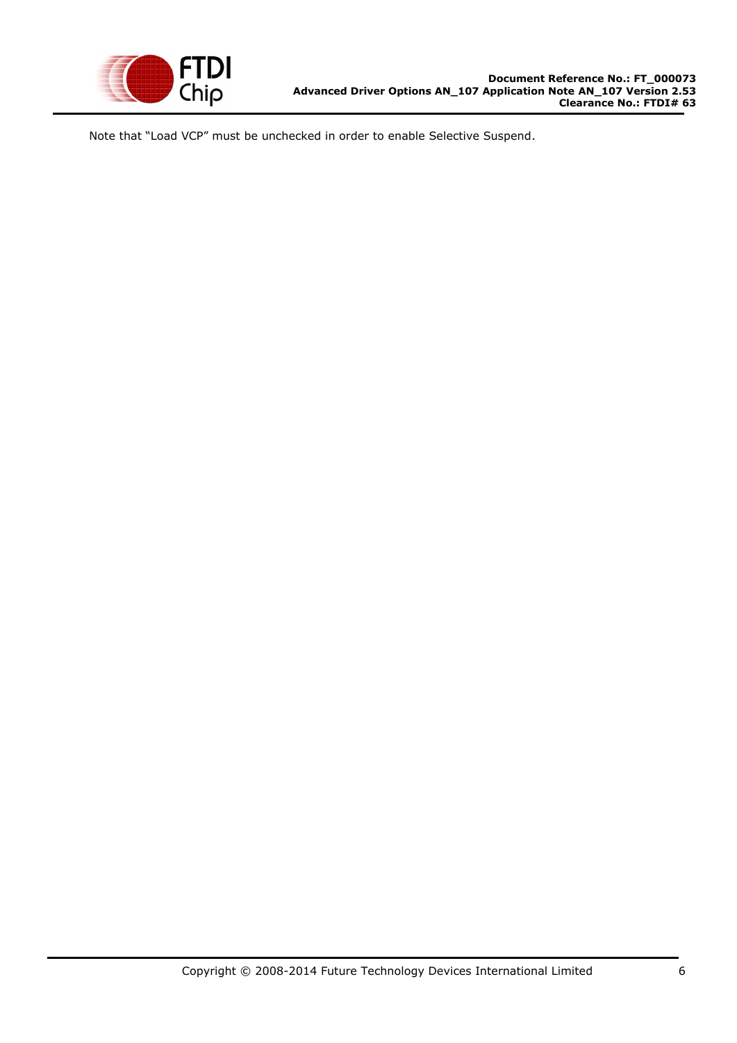Note that “Load VCP” must be unchecked in order to enable Selective Suspend.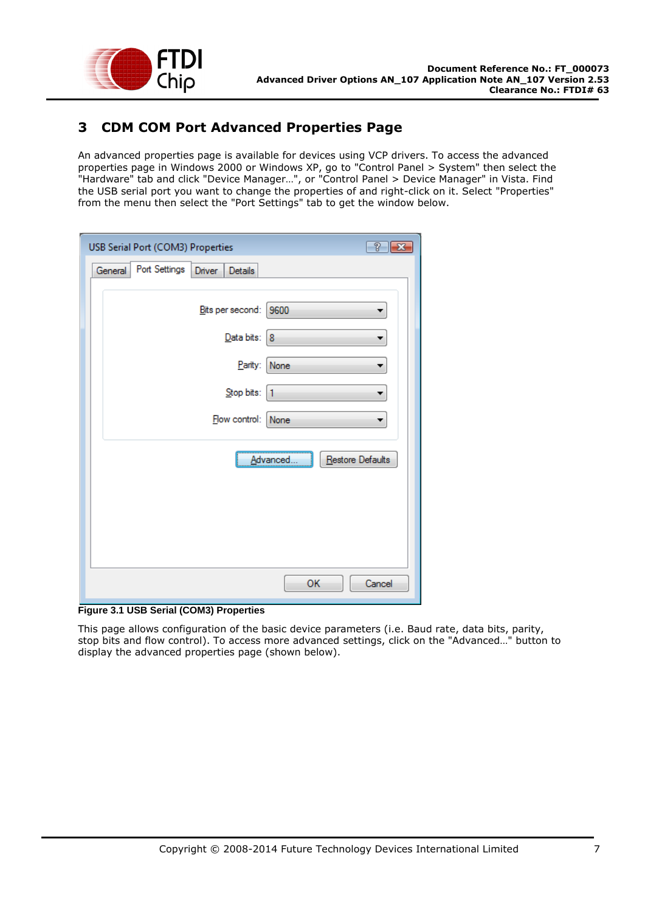# 3 CDM COM Port Advanced Properties Page

An advanced properties page is available for devices using VCP drivers. To access the advanced properties page in Windows 2000 or Windows XP, go to "Control Panel > System" then select the "Hardware" tab and click "Device Manager…", or "Control Panel > Device Manager" in Vista. Find the USB serial port you want to change the properties of and right-click on it. Select "Properties" from the menu then select the "Port Settings" tab to get the window below.

**Figure 3.1 USB Serial (COM3) Properties**

This page allows configuration of the basic device parameters (i.e. Baud rate, data bits, parity, stop bits and flow control). To access more advanced settings, click on the "Advanced…" button to display the advanced properties page (shown below).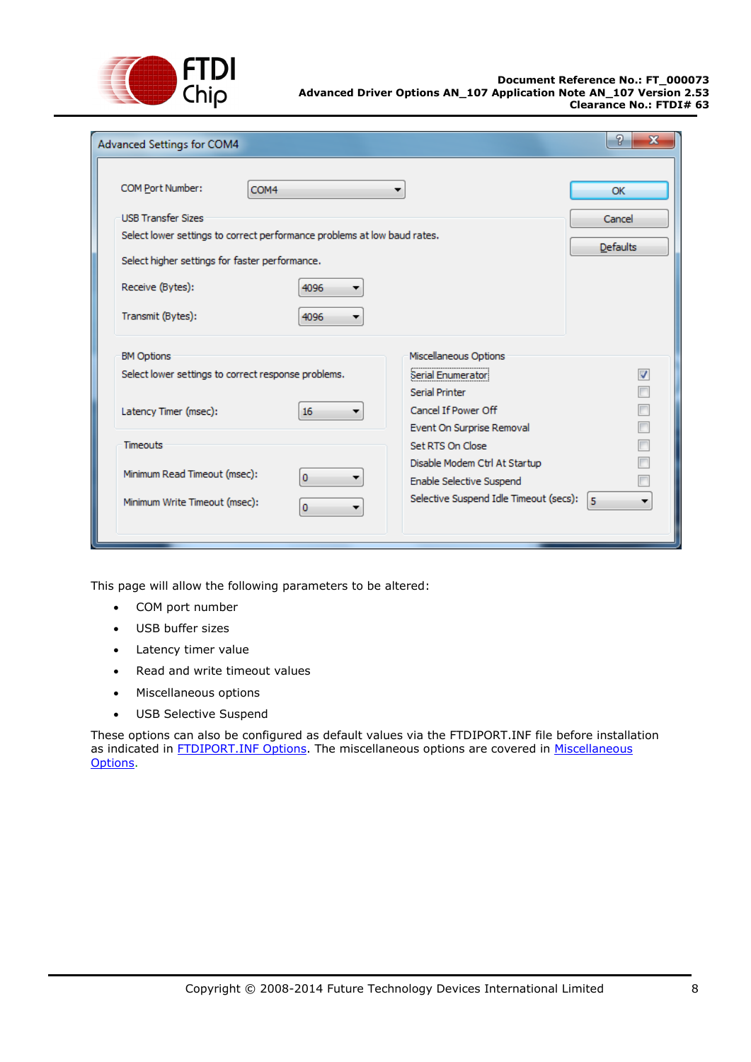This page will allow the following parameters to be altered:

- COM port number
- USB buffer sizes
- Latency timer value
- Read and write timeout values
- Miscellaneous options
- USB Selective Suspend

These options can also be configured as default values via the FTDIPORT.INF file before installation as indicated in FTDIPORT.INF Options. The miscellaneous options are covered in Miscellaneous Options.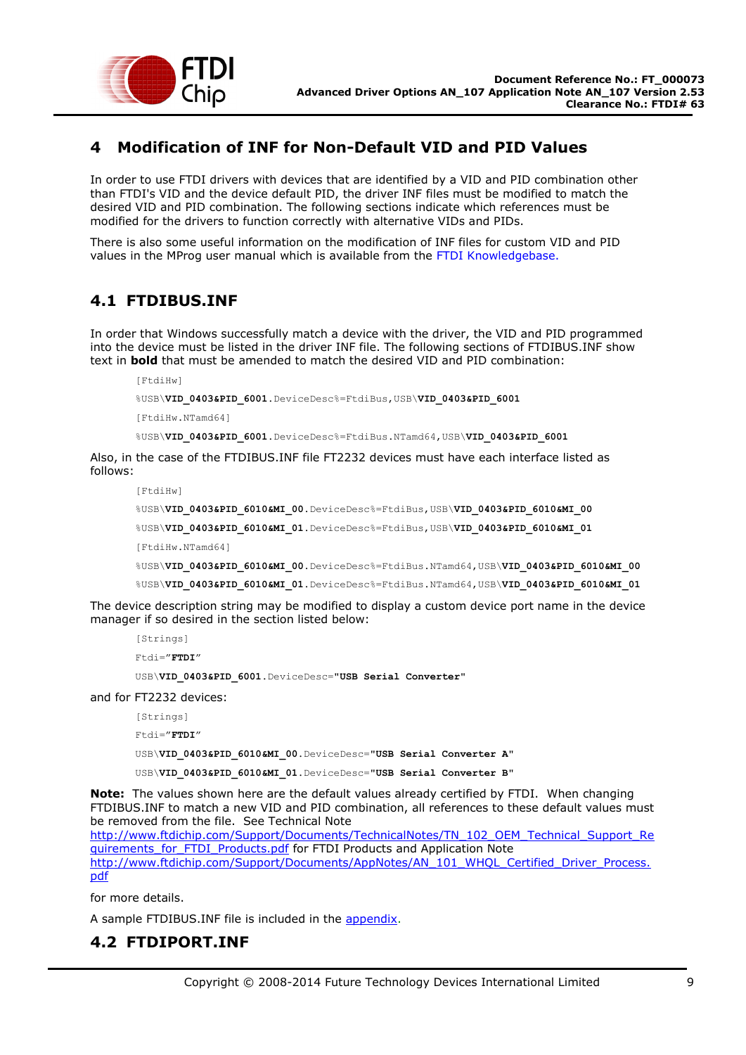# 4 Modification of INF for Non-Default VID and PID Values

In order to use FTDI drivers with devices that are identified by a VID and PID combination other than FTDI's VID and the device default PID, the driver INF files must be modified to match the desired VID and PID combination. The following sections indicate which references must be modified for the drivers to function correctly with alternative VIDs and PIDs.

There is also some useful information on the modification of INF files for custom VID and PID values in the MProg user manual which is available from the FTDI Knowledgebase.

## 4.1 FTDIBUS.INF

In order that Windows successfully match a device with the driver, the VID and PID programmed into the device must be listed in the driver INF file. The following sections of FTDIBUS.INF show text in **bold** that must be amended to match the desired VID and PID combination:

```
[FtdiHw]
%USB\VID_0403&PID_6001.DeviceDesc%=FtdiBus,USB\VID_0403&PID_6001
[FtdiHw.NTamd64]
%USB\VID_0403&PID_6001.DeviceDesc%=FtdiBus.NTamd64,USB\VID_0403&PID_6001
```

Also, in the case of the FTDIBUS.INF file FT2232 devices must have each interface listed as follows:

```
[FtdiHw]
%USB\VID_0403&PID_6010&MI_00.DeviceDesc%=FtdiBus,USB\VID_0403&PID_6010&MI_00
%USB\VID_0403&PID_6010&MI_01.DeviceDesc%=FtdiBus,USB\VID_0403&PID_6010&MI_01
[FtdiHw.NTamd64]
%USB\VID_0403&PID_6010&MI_00.DeviceDesc%=FtdiBus.NTamd64,USB\VID_0403&PID_6010&MI_00
%USB\VID_0403&PID_6010&MI_01.DeviceDesc%=FtdiBus.NTamd64,USB\VID_0403&PID_6010&MI_01
```

The device description string may be modified to display a custom device port name in the device manager if so desired in the section listed below:

```
[Strings]
Ftdi="FTDI"
USB\VID_0403&PID_6001.DeviceDesc="USB Serial Converter"
```

and for FT2232 devices:

```
[Strings]
Ftdi="FTDI"
USB\VID_0403&PID_6010&MI_00.DeviceDesc="USB Serial Converter A"
USB\VID_0403&PID_6010&MI_01.DeviceDesc="USB Serial Converter B"
```

**Note:** The values shown here are the default values already certified by FTDI. When changing FTDIBUS.INF to match a new VID and PID combination, all references to these default values must be removed from the file. See Technical Note http://www.ftdichip.com/Support/Documents/TechnicalNotes/TN_102_OEM_Technical_Support_Requirements_for_FTDI_Products.pdf for FTDI Products and Application Note http://www.ftdichip.com/Support/Documents/AppNotes/AN_101_WHQL_Certified_Driver_Process.pdf

for more details.

A sample FTDIBUS.INF file is included in the appendix.

## 4.2 FTDIPORT.INF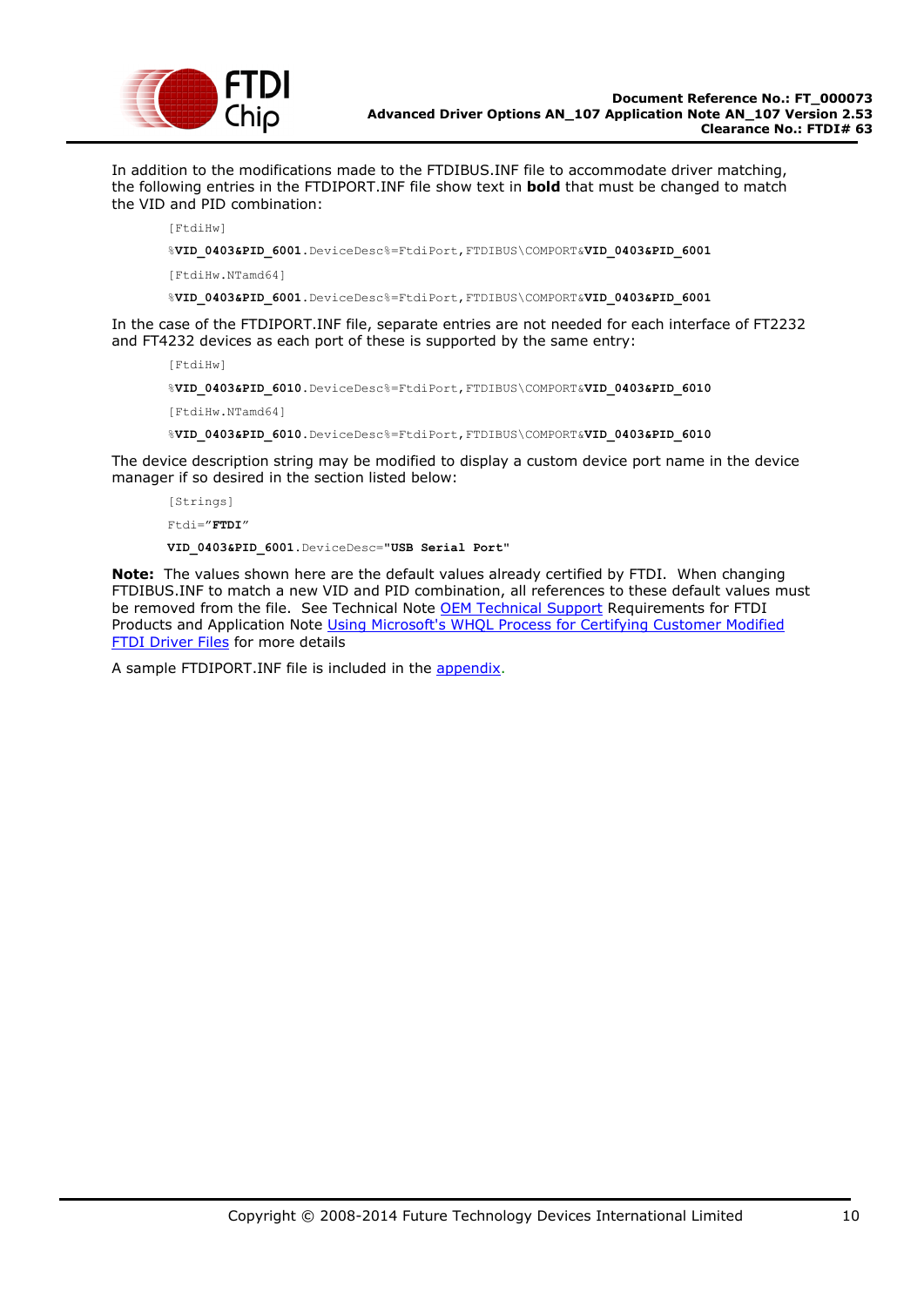In addition to the modifications made to the FTDIBUS.INF file to accommodate driver matching, the following entries in the FTDIPORT.INF file show text in **bold** that must be changed to match the VID and PID combination:

```
[FtdiHw]
%VID_0403&PID_6001.DeviceDesc%=FtdiPort,FTDIBUS\COMPORT&VID_0403&PID_6001
[FtdiHw.NTamd64]
%VID_0403&PID_6001.DeviceDesc%=FtdiPort,FTDIBUS\COMPORT&VID_0403&PID_6001
```

In the case of the FTDIPORT.INF file, separate entries are not needed for each interface of FT2232 and FT4232 devices as each port of these is supported by the same entry:

```
[FtdiHw]
%VID_0403&PID_6010.DeviceDesc%=FtdiPort,FTDIBUS\COMPORT&VID_0403&PID_6010
[FtdiHw.NTamd64]
%VID_0403&PID_6010.DeviceDesc%=FtdiPort,FTDIBUS\COMPORT&VID_0403&PID_6010
```

The device description string may be modified to display a custom device port name in the device manager if so desired in the section listed below:

```
[Strings]
Ftdi="FTDI"
VID_0403&PID_6001.DeviceDesc="USB Serial Port"
```

**Note:** The values shown here are the default values already certified by FTDI. When changing FTDIBUS.INF to match a new VID and PID combination, all references to these default values must be removed from the file. See Technical Note OEM Technical Support Requirements for FTDI Products and Application Note Using Microsoft's WHQL Process for Certifying Customer Modified FTDI Driver Files for more details

A sample FTDIPORT.INF file is included in the appendix.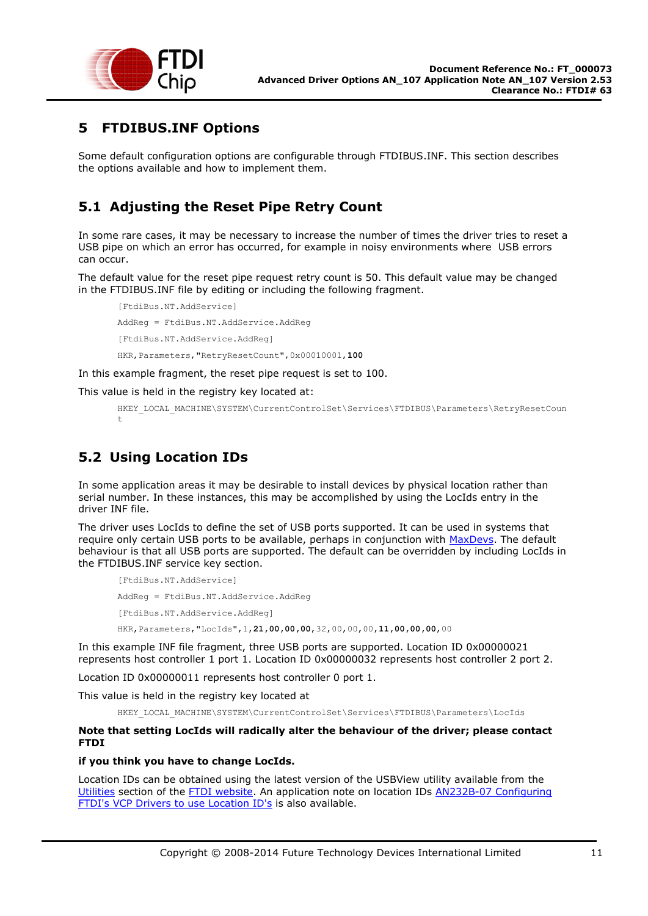# 5 FTDIBUS.INF Options

Some default configuration options are configurable through FTDIBUS.INF. This section describes the options available and how to implement them.

## 5.1 Adjusting the Reset Pipe Retry Count

In some rare cases, it may be necessary to increase the number of times the driver tries to reset a USB pipe on which an error has occurred, for example in noisy environments where USB errors can occur.

The default value for the reset pipe request retry count is 50. This default value may be changed in the FTDIBUS.INF file by editing or including the following fragment.

```
[FtdiBus.NT.AddService]
AddReg = FtdiBus.NT.AddService.AddReg
[FtdiBus.NT.AddService.AddReg]
HKR,Parameters,"RetryResetCount",0x00010001,100
```

In this example fragment, the reset pipe request is set to 100.

This value is held in the registry key located at:

```
HKEY_LOCAL_MACHINE\SYSTEM\CurrentControlSet\Services\FTDIBUS\Parameters\RetryResetCount
```

## 5.2 Using Location IDs

In some application areas it may be desirable to install devices by physical location rather than serial number. In these instances, this may be accomplished by using the LocIds entry in the driver INF file.

The driver uses LocIds to define the set of USB ports supported. It can be used in systems that require only certain USB ports to be available, perhaps in conjunction with MaxDevs. The default behaviour is that all USB ports are supported. The default can be overridden by including LocIds in the FTDIBUS.INF service key section.

```
[FtdiBus.NT.AddService]
AddReg = FtdiBus.NT.AddService.AddReg
[FtdiBus.NT.AddService.AddReg]
HKR,Parameters,"LocIds",1,21,00,00,00,32,00,00,00,11,00,00,00,00
```

In this example INF file fragment, three USB ports are supported. Location ID 0x00000021 represents host controller 1 port 1. Location ID 0x00000032 represents host controller 2 port 2.

Location ID 0x00000011 represents host controller 0 port 1.

This value is held in the registry key located at

```
HKEY_LOCAL_MACHINE\SYSTEM\CurrentControlSet\Services\FTDIBUS\Parameters\LocIds
```

**Note that setting LocIds will radically alter the behaviour of the driver; please contact FTDI**

**if you think you have to change LocIds.**

Location IDs can be obtained using the latest version of the USBView utility available from the Utilities section of the FTDI website. An application note on location IDs AN232B-07 Configuring FTDI's VCP Drivers to use Location ID's is also available.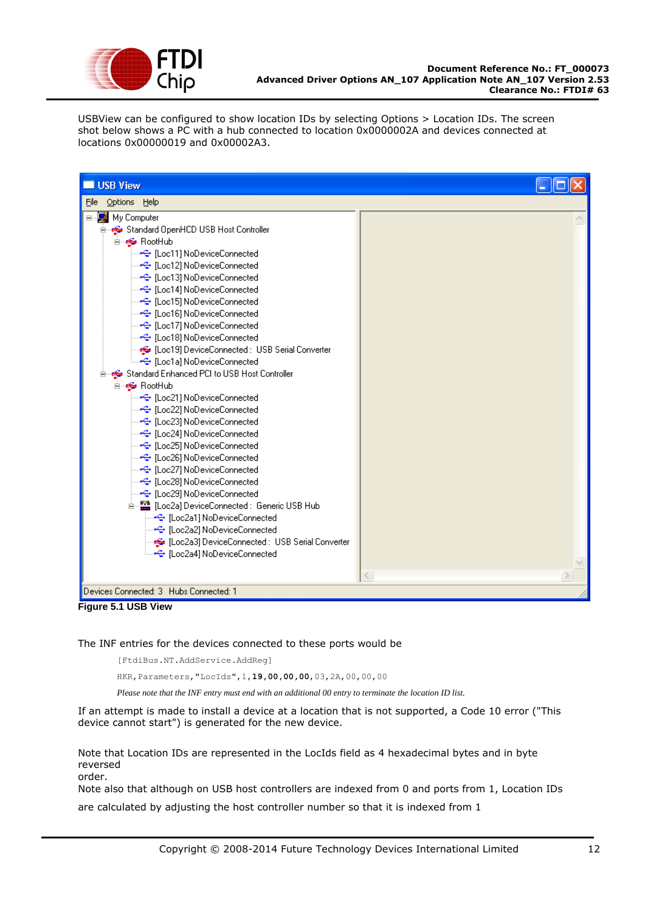USBView can be configured to show location IDs by selecting Options > Location IDs. The screen shot below shows a PC with a hub connected to location 0x0000002A and devices connected at locations 0x00000019 and 0x00002A3.

**Figure 5.1 USB View**

The INF entries for the devices connected to these ports would be

```
[FtdiBus.NT.AddService.AddReg]
HKR,Parameters,"LocIds",1,19,00,00,00,03,2A,00,00,00
```

*Please note that the INF entry must end with an additional 00 entry to terminate the location ID list.*

If an attempt is made to install a device at a location that is not supported, a Code 10 error ("This device cannot start") is generated for the new device.

Note that Location IDs are represented in the LocIds field as 4 hexadecimal bytes and in byte reversed order.

Note also that although on USB host controllers are indexed from 0 and ports from 1, Location IDs are calculated by adjusting the host controller number so that it is indexed from 1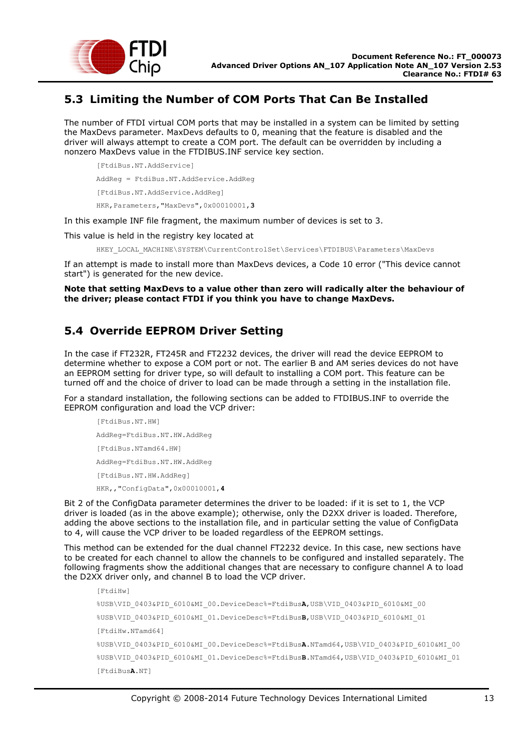## 5.3 Limiting the Number of COM Ports That Can Be Installed

The number of FTDI virtual COM ports that may be installed in a system can be limited by setting the MaxDevs parameter. MaxDevs defaults to 0, meaning that the feature is disabled and the driver will always attempt to create a COM port. The default can be overridden by including a nonzero MaxDevs value in the FTDIBUS.INF service key section.

```
[FtdiBus.NT.AddService]
AddReg = FtdiBus.NT.AddService.AddReg
[FtdiBus.NT.AddService.AddReg]
HKR,Parameters,"MaxDevs",0x00010001,3
```

In this example INF file fragment, the maximum number of devices is set to 3.

This value is held in the registry key located at

```
HKEY_LOCAL_MACHINE\SYSTEM\CurrentControlSet\Services\FTDIBUS\Parameters\MaxDevs
```

If an attempt is made to install more than MaxDevs devices, a Code 10 error ("This device cannot start") is generated for the new device.

**Note that setting MaxDevs to a value other than zero will radically alter the behaviour of the driver; please contact FTDI if you think you have to change MaxDevs.**

## 5.4 Override EEPROM Driver Setting

In the case if FT232R, FT245R and FT2232 devices, the driver will read the device EEPROM to determine whether to expose a COM port or not. The earlier B and AM series devices do not have an EEPROM setting for driver type, so will default to installing a COM port. This feature can be turned off and the choice of driver to load can be made through a setting in the installation file.

For a standard installation, the following sections can be added to FTDIBUS.INF to override the EEPROM configuration and load the VCP driver:

```
[FtdiBus.NT.HW]
AddReg=FtdiBus.NT.HW.AddReg
[FtdiBus.NTamd64.HW]
AddReg=FtdiBus.NT.HW.AddReg
[FtdiBus.NT.HW.AddReg]
HKR,,"ConfigData",0x00010001,4
```

Bit 2 of the ConfigData parameter determines the driver to be loaded: if it is set to 1, the VCP driver is loaded (as in the above example); otherwise, only the D2XX driver is loaded. Therefore, adding the above sections to the installation file, and in particular setting the value of ConfigData to 4, will cause the VCP driver to be loaded regardless of the EEPROM settings.

This method can be extended for the dual channel FT2232 device. In this case, new sections have to be created for each channel to allow the channels to be configured and installed separately. The following fragments show the additional changes that are necessary to configure channel A to load the D2XX driver only, and channel B to load the VCP driver.

```
[FtdiHw]
%USB\VID_0403&PID_6010&MI_00.DeviceDesc%=FtdiBusA,USB\VID_0403&PID_6010&MI_00
%USB\VID_0403&PID_6010&MI_01.DeviceDesc%=FtdiBusB,USB\VID_0403&PID_6010&MI_01
[FtdiHw.NTamd64]
%USB\VID_0403&PID_6010&MI_00.DeviceDesc%=FtdiBusA.NTamd64,USB\VID_0403&PID_6010&MI_00
%USB\VID_0403&PID_6010&MI_01.DeviceDesc%=FtdiBusB.NTamd64,USB\VID_0403&PID_6010&MI_01
[FtdiBusA.NT]
```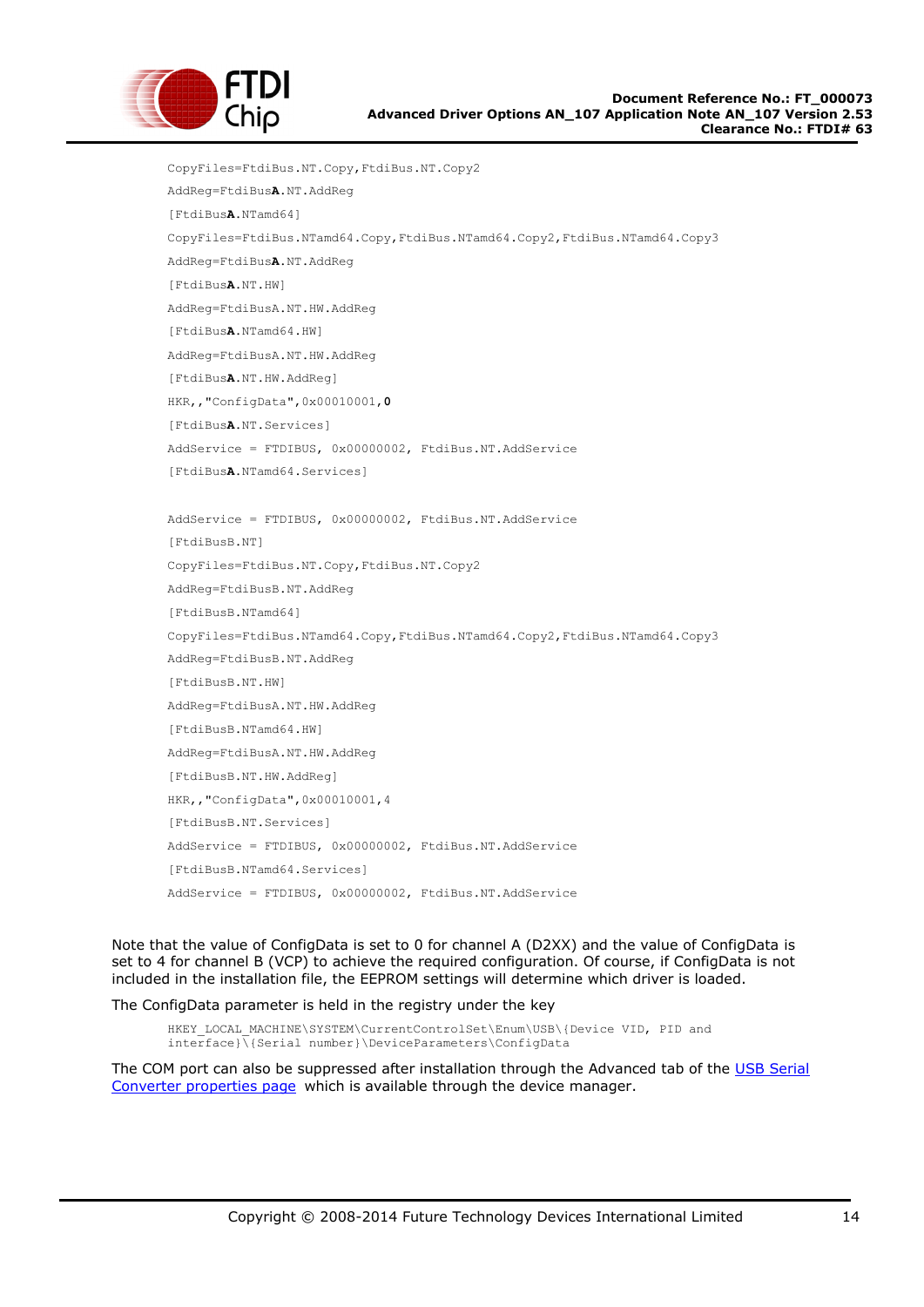```
CopyFiles=FtdiBus.NT.Copy,FtdiBus.NT.Copy2
AddReg=FtdiBusA.NT.AddReg
[FtdiBusA.NTamd64]
CopyFiles=FtdiBus.NTamd64.Copy,FtdiBus.NTamd64.Copy2,FtdiBus.NTamd64.Copy3
AddReg=FtdiBusA.NT.AddReg
[FtdiBusA.NT.HW]
AddReg=FtdiBusA.NT.HW.AddReg
[FtdiBusA.NTamd64.HW]
AddReg=FtdiBusA.NT.HW.AddReg
[FtdiBusA.NT.HW.AddReg]
HKR,,"ConfigData",0x00010001,0
[FtdiBusA.NT.Services]
AddService = FTDIBUS, 0x00000002, FtdiBus.NT.AddService
[FtdiBusA.NTamd64.Services]

AddService = FTDIBUS, 0x00000002, FtdiBus.NT.AddService
[FtdiBusB.NT]
CopyFiles=FtdiBus.NT.Copy,FtdiBus.NT.Copy2
AddReg=FtdiBusB.NT.AddReg
[FtdiBusB.NTamd64]
CopyFiles=FtdiBus.NTamd64.Copy,FtdiBus.NTamd64.Copy2,FtdiBus.NTamd64.Copy3
AddReg=FtdiBusB.NT.AddReg
[FtdiBusB.NT.HW]
AddReg=FtdiBusA.NT.HW.AddReg
[FtdiBusB.NTamd64.HW]
AddReg=FtdiBusA.NT.HW.AddReg
[FtdiBusB.NT.HW.AddReg]
HKR,,"ConfigData",0x00010001,4
[FtdiBusB.NT.Services]
AddService = FTDIBUS, 0x00000002, FtdiBus.NT.AddService
[FtdiBusB.NTamd64.Services]
AddService = FTDIBUS, 0x00000002, FtdiBus.NT.AddService
```

Note that the value of ConfigData is set to 0 for channel A (D2XX) and the value of ConfigData is set to 4 for channel B (VCP) to achieve the required configuration. Of course, if ConfigData is not included in the installation file, the EEPROM settings will determine which driver is loaded.

The ConfigData parameter is held in the registry under the key

```
HKEY_LOCAL_MACHINE\SYSTEM\CurrentControlSet\Enum\USB\{Device VID, PID and interface}\{Serial number}\DeviceParameters\ConfigData
```

The COM port can also be suppressed after installation through the Advanced tab of the USB Serial Converter properties page which is available through the device manager.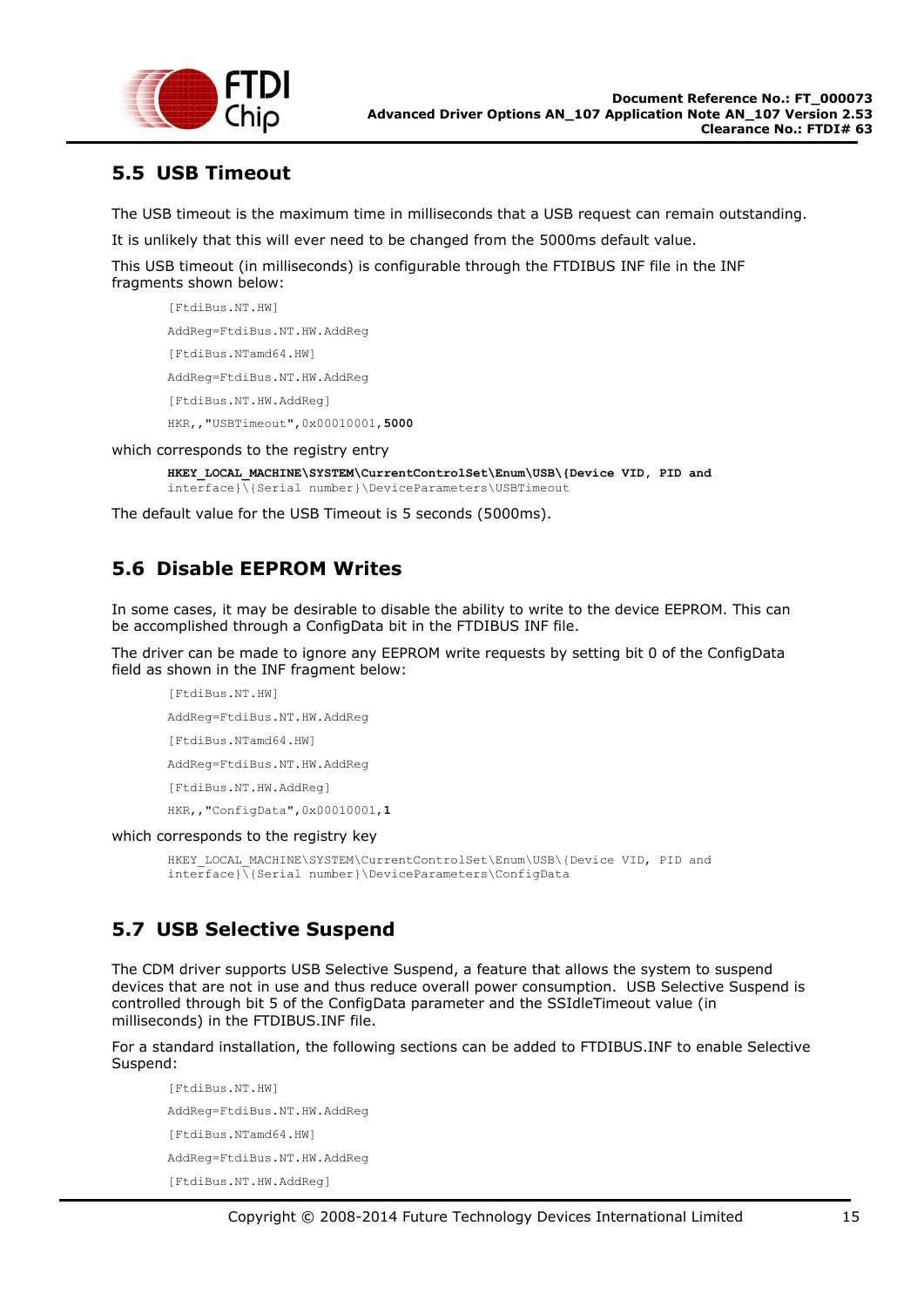## 5.5 USB Timeout

The USB timeout is the maximum time in milliseconds that a USB request can remain outstanding.

It is unlikely that this will ever need to be changed from the 5000ms default value.

This USB timeout (in milliseconds) is configurable through the FTDIBUS INF file in the INF fragments shown below:

```
[FtdiBus.NT.HW]
AddReg=FtdiBus.NT.HW.AddReg
[FtdiBus.NTamd64.HW]
AddReg=FtdiBus.NT.HW.AddReg
[FtdiBus.NT.HW.AddReg]
HKR,,"USBTimeout",0x00010001,5000
```

which corresponds to the registry entry

```
HKEY_LOCAL_MACHINE\SYSTEM\CurrentControlSet\Enum\USB\{Device VID, PID and
interface}\{Serial number}\DeviceParameters\USBTimeout
```

The default value for the USB Timeout is 5 seconds (5000ms).

## 5.6 Disable EEPROM Writes

In some cases, it may be desirable to disable the ability to write to the device EEPROM. This can be accomplished through a ConfigData bit in the FTDIBUS INF file.

The driver can be made to ignore any EEPROM write requests by setting bit 0 of the ConfigData field as shown in the INF fragment below:

```
[FtdiBus.NT.HW]
AddReg=FtdiBus.NT.HW.AddReg
[FtdiBus.NTamd64.HW]
AddReg=FtdiBus.NT.HW.AddReg
[FtdiBus.NT.HW.AddReg]
HKR,,"ConfigData",0x00010001,1
```

which corresponds to the registry key

```
HKEY_LOCAL_MACHINE\SYSTEM\CurrentControlSet\Enum\USB\{Device VID, PID and
interface}\{Serial number}\DeviceParameters\ConfigData
```

## 5.7 USB Selective Suspend

The CDM driver supports USB Selective Suspend, a feature that allows the system to suspend devices that are not in use and thus reduce overall power consumption. USB Selective Suspend is controlled through bit 5 of the ConfigData parameter and the SSIdleTimeout value (in milliseconds) in the FTDIBUS.INF file.

For a standard installation, the following sections can be added to FTDIBUS.INF to enable Selective Suspend:

```
[FtdiBus.NT.HW]
AddReg=FtdiBus.NT.HW.AddReg
[FtdiBus.NTamd64.HW]
AddReg=FtdiBus.NT.HW.AddReg
[FtdiBus.NT.HW.AddReg]
```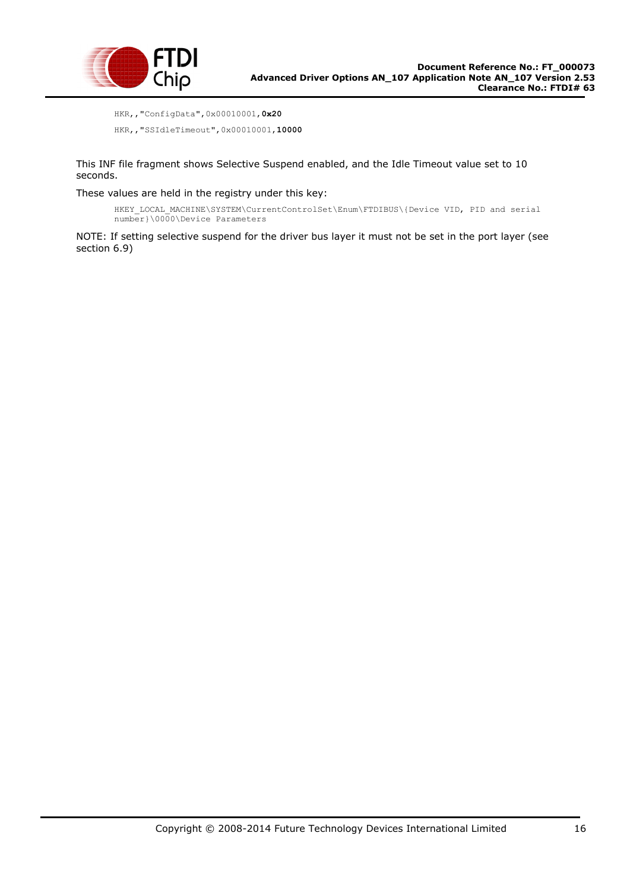```
HKR,,"ConfigData",0x00010001,0x20
HKR,,"SSIdleTimeout",0x00010001,10000
```

This INF file fragment shows Selective Suspend enabled, and the Idle Timeout value set to 10 seconds.

These values are held in the registry under this key:

```
HKEY_LOCAL_MACHINE\SYSTEM\CurrentControlSet\Enum\FTDIBUS\{Device VID, PID and serial number}\0000\Device Parameters
```

NOTE: If setting selective suspend for the driver bus layer it must not be set in the port layer (see section 6.9)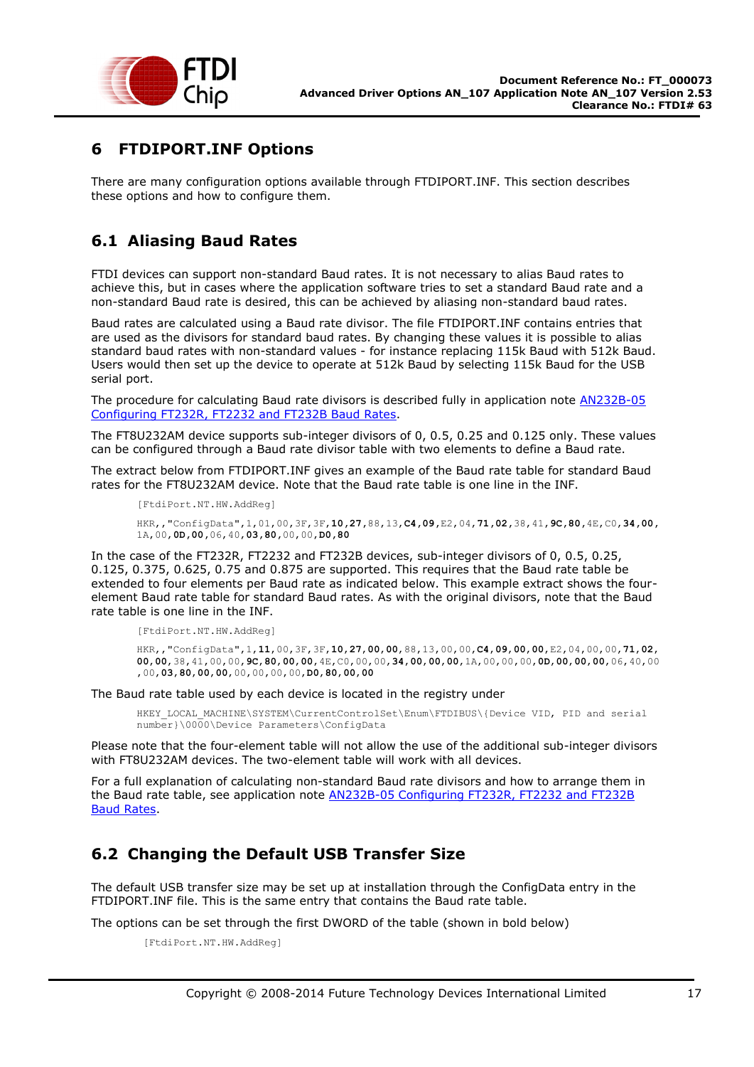# 6 FTDIPORT.INF Options

There are many configuration options available through FTDIPORT.INF. This section describes these options and how to configure them.

## 6.1 Aliasing Baud Rates

FTDI devices can support non-standard Baud rates. It is not necessary to alias Baud rates to achieve this, but in cases where the application software tries to set a standard Baud rate and a non-standard Baud rate is desired, this can be achieved by aliasing non-standard baud rates.

Baud rates are calculated using a Baud rate divisor. The file FTDIPORT.INF contains entries that are used as the divisors for standard baud rates. By changing these values it is possible to alias standard baud rates with non-standard values - for instance replacing 115k Baud with 512k Baud. Users would then set up the device to operate at 512k Baud by selecting 115k Baud for the USB serial port.

The procedure for calculating Baud rate divisors is described fully in application note [AN232B-05 Configuring FT232R, FT2232 and FT232B Baud Rates](#).

The FT8U232AM device supports sub-integer divisors of 0, 0.5, 0.25 and 0.125 only. These values can be configured through a Baud rate divisor table with two elements to define a Baud rate.

The extract below from FTDIPORT.INF gives an example of the Baud rate table for standard Baud rates for the FT8U232AM device. Note that the Baud rate table is one line in the INF.

```
[FtdiPort.NT.HW.AddReg]

HKR,,"ConfigData",1,01,00,3F,3F,10,27,88,13,C4,09,E2,04,71,02,38,41,9C,80,4E,C0,34,00,
1A,00,0D,00,06,40,03,80,00,00,D0,80
```

In the case of the FT232R, FT2232 and FT232B devices, sub-integer divisors of 0, 0.5, 0.25, 0.125, 0.375, 0.625, 0.75 and 0.875 are supported. This requires that the Baud rate table be extended to four elements per Baud rate as indicated below. This example extract shows the four-element Baud rate table for standard Baud rates. As with the original divisors, note that the Baud rate table is one line in the INF.

```
[FtdiPort.NT.HW.AddReg]

HKR,,"ConfigData",1,11,00,3F,3F,10,27,00,00,88,13,00,00,C4,09,00,00,E2,04,00,00,71,02,
00,00,38,41,00,00,9C,80,00,00,4E,C0,00,00,34,00,00,00,1A,00,00,00,0D,00,00,00,06,40,00
,00,03,80,00,00,00,00,00,00,D0,80,00,00
```

The Baud rate table used by each device is located in the registry under

```
HKEY_LOCAL_MACHINE\SYSTEM\CurrentControlSet\Enum\FTDIBUS\{Device VID, PID and serial
number}\0000\Device Parameters\ConfigData
```

Please note that the four-element table will not allow the use of the additional sub-integer divisors with FT8U232AM devices. The two-element table will work with all devices.

For a full explanation of calculating non-standard Baud rate divisors and how to arrange them in the Baud rate table, see application note [AN232B-05 Configuring FT232R, FT2232 and FT232B Baud Rates](#).

## 6.2 Changing the Default USB Transfer Size

The default USB transfer size may be set up at installation through the ConfigData entry in the FTDIPORT.INF file. This is the same entry that contains the Baud rate table.

The options can be set through the first DWORD of the table (shown in bold below)

```
[FtdiPort.NT.HW.AddReg]
```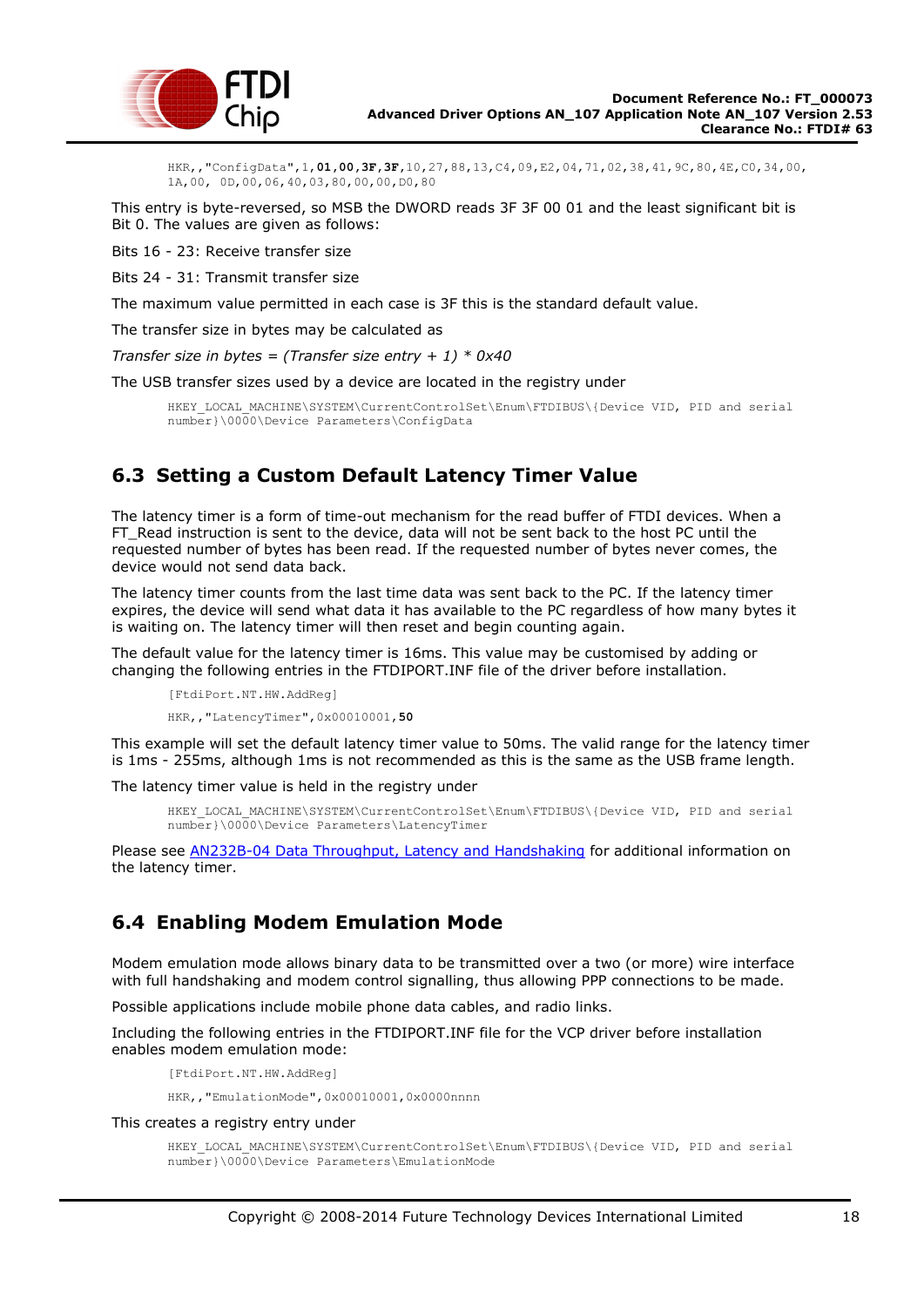```
HKR,,"ConfigData",1,01,00,3F,3F,10,27,88,13,C4,09,E2,04,71,02,38,41,9C,80,4E,C0,34,00,
1A,00, 0D,00,06,40,03,80,00,00,D0,80
```

This entry is byte-reversed, so MSB the DWORD reads 3F 3F 00 01 and the least significant bit is Bit 0. The values are given as follows:

Bits 16 - 23: Receive transfer size

Bits 24 - 31: Transmit transfer size

The maximum value permitted in each case is 3F this is the standard default value.

The transfer size in bytes may be calculated as

*Transfer size in bytes = (Transfer size entry + 1) * 0x40*

The USB transfer sizes used by a device are located in the registry under

```
HKEY_LOCAL_MACHINE\SYSTEM\CurrentControlSet\Enum\FTDIBUS\{Device VID, PID and serial
number}\0000\Device Parameters\ConfigData
```

## 6.3 Setting a Custom Default Latency Timer Value

The latency timer is a form of time-out mechanism for the read buffer of FTDI devices. When a FT_Read instruction is sent to the device, data will not be sent back to the host PC until the requested number of bytes has been read. If the requested number of bytes never comes, the device would not send data back.

The latency timer counts from the last time data was sent back to the PC. If the latency timer expires, the device will send what data it has available to the PC regardless of how many bytes it is waiting on. The latency timer will then reset and begin counting again.

The default value for the latency timer is 16ms. This value may be customised by adding or changing the following entries in the FTDIPORT.INF file of the driver before installation.

```
[FtdiPort.NT.HW.AddReg]

HKR,,"LatencyTimer",0x00010001,50
```

This example will set the default latency timer value to 50ms. The valid range for the latency timer is 1ms - 255ms, although 1ms is not recommended as this is the same as the USB frame length.

The latency timer value is held in the registry under

```
HKEY_LOCAL_MACHINE\SYSTEM\CurrentControlSet\Enum\FTDIBUS\{Device VID, PID and serial
number}\0000\Device Parameters\LatencyTimer
```

Please see AN232B-04 Data Throughput, Latency and Handshaking for additional information on the latency timer.

## 6.4 Enabling Modem Emulation Mode

Modem emulation mode allows binary data to be transmitted over a two (or more) wire interface with full handshaking and modem control signalling, thus allowing PPP connections to be made.

Possible applications include mobile phone data cables, and radio links.

Including the following entries in the FTDIPORT.INF file for the VCP driver before installation enables modem emulation mode:

```
[FtdiPort.NT.HW.AddReg]

HKR,,"EmulationMode",0x00010001,0x0000nnnn
```

This creates a registry entry under

```
HKEY_LOCAL_MACHINE\SYSTEM\CurrentControlSet\Enum\FTDIBUS\{Device VID, PID and serial
number}\0000\Device Parameters\EmulationMode
```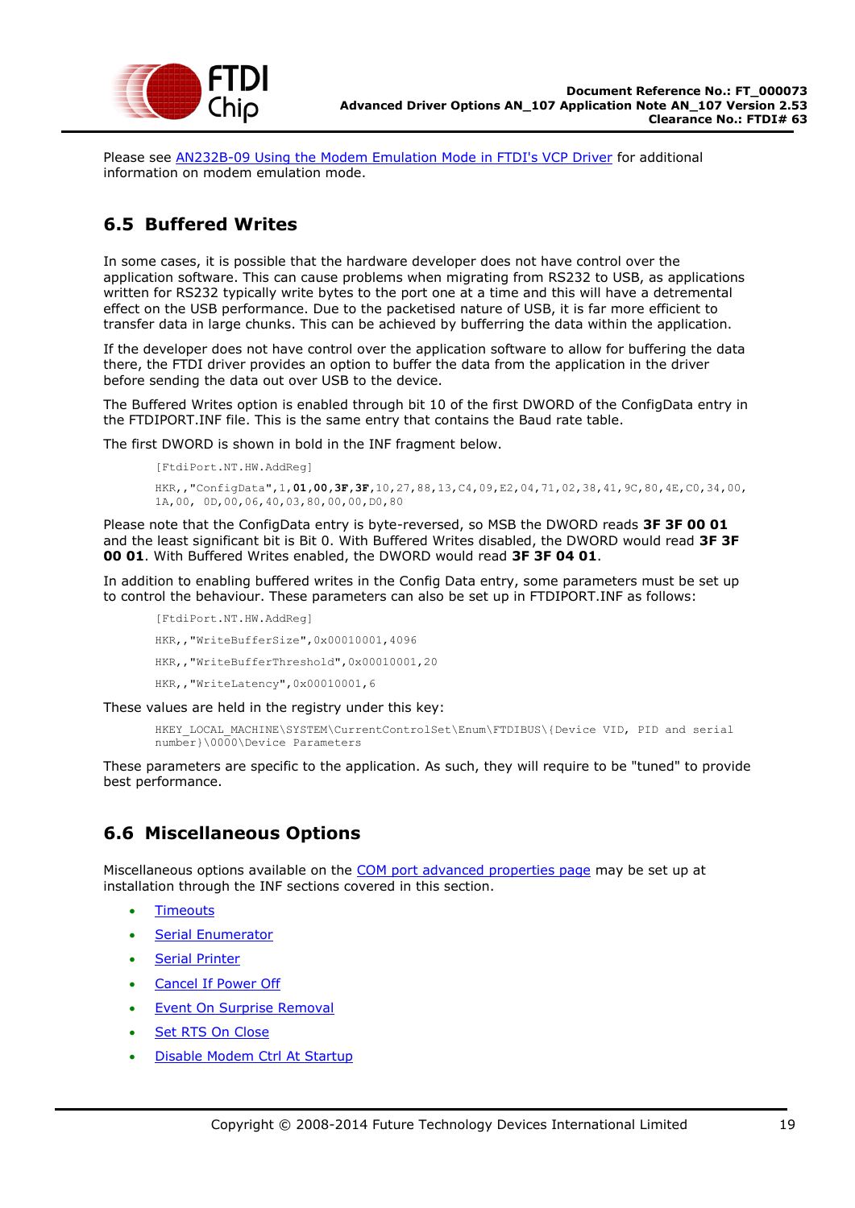Please see [AN232B-09 Using the Modem Emulation Mode in FTDI's VCP Driver]() for additional information on modem emulation mode.

## 6.5 Buffered Writes

In some cases, it is possible that the hardware developer does not have control over the application software. This can cause problems when migrating from RS232 to USB, as applications written for RS232 typically write bytes to the port one at a time and this will have a detremental effect on the USB performance. Due to the packetised nature of USB, it is far more efficient to transfer data in large chunks. This can be achieved by bufferring the data within the application.

If the developer does not have control over the application software to allow for buffering the data there, the FTDI driver provides an option to buffer the data from the application in the driver before sending the data out over USB to the device.

The Buffered Writes option is enabled through bit 10 of the first DWORD of the ConfigData entry in the FTDIPORT.INF file. This is the same entry that contains the Baud rate table.

The first DWORD is shown in bold in the INF fragment below.

```
[FtdiPort.NT.HW.AddReg]
HKR,,"ConfigData",1,01,00,3F,3F,10,27,88,13,C4,09,E2,04,71,02,38,41,9C,80,4E,C0,34,00,
1A,00, 0D,00,06,40,03,80,00,00,D0,80
```

Please note that the ConfigData entry is byte-reversed, so MSB the DWORD reads **3F 3F 00 01** and the least significant bit is Bit 0. With Buffered Writes disabled, the DWORD would read **3F 3F 00 01**. With Buffered Writes enabled, the DWORD would read **3F 3F 04 01**.

In addition to enabling buffered writes in the Config Data entry, some parameters must be set up to control the behaviour. These parameters can also be set up in FTDIPORT.INF as follows:

```
[FtdiPort.NT.HW.AddReg]
HKR,,"WriteBufferSize",0x00010001,4096
HKR,,"WriteBufferThreshold",0x00010001,20
HKR,,"WriteLatency",0x00010001,6
```

These values are held in the registry under this key:

```
HKEY_LOCAL_MACHINE\SYSTEM\CurrentControlSet\Enum\FTDIBUS\{Device VID, PID and serial
number}\0000\Device Parameters
```

These parameters are specific to the application. As such, they will require to be "tuned" to provide best performance.

## 6.6 Miscellaneous Options

Miscellaneous options available on the [COM port advanced properties page]() may be set up at installation through the INF sections covered in this section.

- [Timeouts]()
- [Serial Enumerator]()
- [Serial Printer]()
- [Cancel If Power Off]()
- [Event On Surprise Removal]()
- [Set RTS On Close]()
- [Disable Modem Ctrl At Startup]()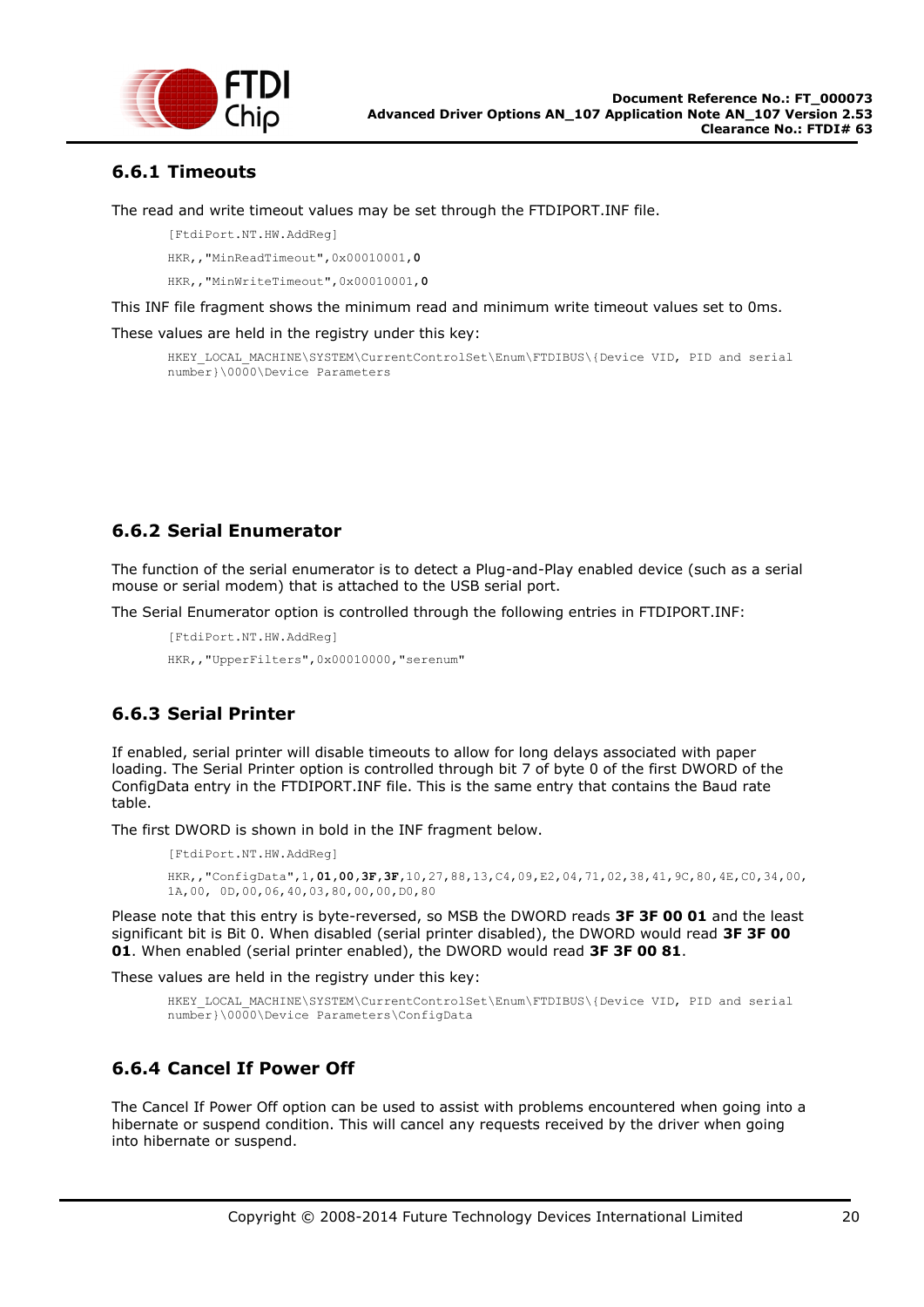### 6.6.1 Timeouts

The read and write timeout values may be set through the FTDIPORT.INF file.

```
[FtdiPort.NT.HW.AddReg]
HKR,,"MinReadTimeout",0x00010001,0
HKR,,"MinWriteTimeout",0x00010001,0
```

This INF file fragment shows the minimum read and minimum write timeout values set to 0ms.

These values are held in the registry under this key:

```
HKEY_LOCAL_MACHINE\SYSTEM\CurrentControlSet\Enum\FTDIBUS\{Device VID, PID and serial number}\0000\Device Parameters
```

### 6.6.2 Serial Enumerator

The function of the serial enumerator is to detect a Plug-and-Play enabled device (such as a serial mouse or serial modem) that is attached to the USB serial port.

The Serial Enumerator option is controlled through the following entries in FTDIPORT.INF:

```
[FtdiPort.NT.HW.AddReg]
HKR,,"UpperFilters",0x00010000,"serenum"
```

### 6.6.3 Serial Printer

If enabled, serial printer will disable timeouts to allow for long delays associated with paper loading. The Serial Printer option is controlled through bit 7 of byte 0 of the first DWORD of the ConfigData entry in the FTDIPORT.INF file. This is the same entry that contains the Baud rate table.

The first DWORD is shown in bold in the INF fragment below.

```
[FtdiPort.NT.HW.AddReg]
HKR,,"ConfigData",1,01,00,3F,3F,10,27,88,13,C4,09,E2,04,71,02,38,41,9C,80,4E,C0,34,00,1A,00, 0D,00,06,40,03,80,00,00,D0,80
```

Please note that this entry is byte-reversed, so MSB the DWORD reads **3F 3F 00 01** and the least significant bit is Bit 0. When disabled (serial printer disabled), the DWORD would read **3F 3F 00 01**. When enabled (serial printer enabled), the DWORD would read **3F 3F 00 81**.

These values are held in the registry under this key:

```
HKEY_LOCAL_MACHINE\SYSTEM\CurrentControlSet\Enum\FTDIBUS\{Device VID, PID and serial number}\0000\Device Parameters\ConfigData
```

### 6.6.4 Cancel If Power Off

The Cancel If Power Off option can be used to assist with problems encountered when going into a hibernate or suspend condition. This will cancel any requests received by the driver when going into hibernate or suspend.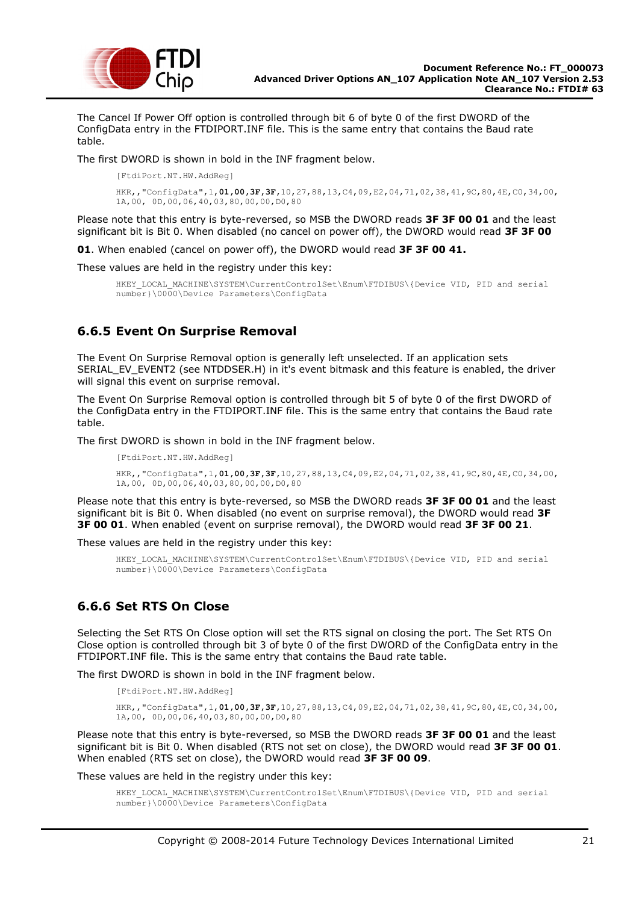The Cancel If Power Off option is controlled through bit 6 of byte 0 of the first DWORD of the ConfigData entry in the FTDIPORT.INF file. This is the same entry that contains the Baud rate table.

The first DWORD is shown in bold in the INF fragment below.

```
[FtdiPort.NT.HW.AddReg]

HKR,,"ConfigData",1,01,00,3F,3F,10,27,88,13,C4,09,E2,04,71,02,38,41,9C,80,4E,C0,34,00,
1A,00, 0D,00,06,40,03,80,00,00,D0,80
```

Please note that this entry is byte-reversed, so MSB the DWORD reads **3F 3F 00 01** and the least significant bit is Bit 0. When disabled (no cancel on power off), the DWORD would read **3F 3F 00 01**. When enabled (cancel on power off), the DWORD would read **3F 3F 00 41.**

These values are held in the registry under this key:

```
HKEY_LOCAL_MACHINE\SYSTEM\CurrentControlSet\Enum\FTDIBUS\{Device VID, PID and serial
number}\0000\Device Parameters\ConfigData
```

### 6.6.5 Event On Surprise Removal

The Event On Surprise Removal option is generally left unselected. If an application sets SERIAL_EV_EVENT2 (see NTDDSER.H) in it's event bitmask and this feature is enabled, the driver will signal this event on surprise removal.

The Event On Surprise Removal option is controlled through bit 5 of byte 0 of the first DWORD of the ConfigData entry in the FTDIPORT.INF file. This is the same entry that contains the Baud rate table.

The first DWORD is shown in bold in the INF fragment below.

```
[FtdiPort.NT.HW.AddReg]

HKR,,"ConfigData",1,01,00,3F,3F,10,27,88,13,C4,09,E2,04,71,02,38,41,9C,80,4E,C0,34,00,
1A,00, 0D,00,06,40,03,80,00,00,D0,80
```

Please note that this entry is byte-reversed, so MSB the DWORD reads **3F 3F 00 01** and the least significant bit is Bit 0. When disabled (no event on surprise removal), the DWORD would read **3F 3F 00 01**. When enabled (event on surprise removal), the DWORD would read **3F 3F 00 21**.

These values are held in the registry under this key:

```
HKEY_LOCAL_MACHINE\SYSTEM\CurrentControlSet\Enum\FTDIBUS\{Device VID, PID and serial
number}\0000\Device Parameters\ConfigData
```

### 6.6.6 Set RTS On Close

Selecting the Set RTS On Close option will set the RTS signal on closing the port. The Set RTS On Close option is controlled through bit 3 of byte 0 of the first DWORD of the ConfigData entry in the FTDIPORT.INF file. This is the same entry that contains the Baud rate table.

The first DWORD is shown in bold in the INF fragment below.

```
[FtdiPort.NT.HW.AddReg]

HKR,,"ConfigData",1,01,00,3F,3F,10,27,88,13,C4,09,E2,04,71,02,38,41,9C,80,4E,C0,34,00,
1A,00, 0D,00,06,40,03,80,00,00,D0,80
```

Please note that this entry is byte-reversed, so MSB the DWORD reads **3F 3F 00 01** and the least significant bit is Bit 0. When disabled (RTS not set on close), the DWORD would read **3F 3F 00 01**. When enabled (RTS set on close), the DWORD would read **3F 3F 00 09**.

These values are held in the registry under this key:

```
HKEY_LOCAL_MACHINE\SYSTEM\CurrentControlSet\Enum\FTDIBUS\{Device VID, PID and serial
number}\0000\Device Parameters\ConfigData
```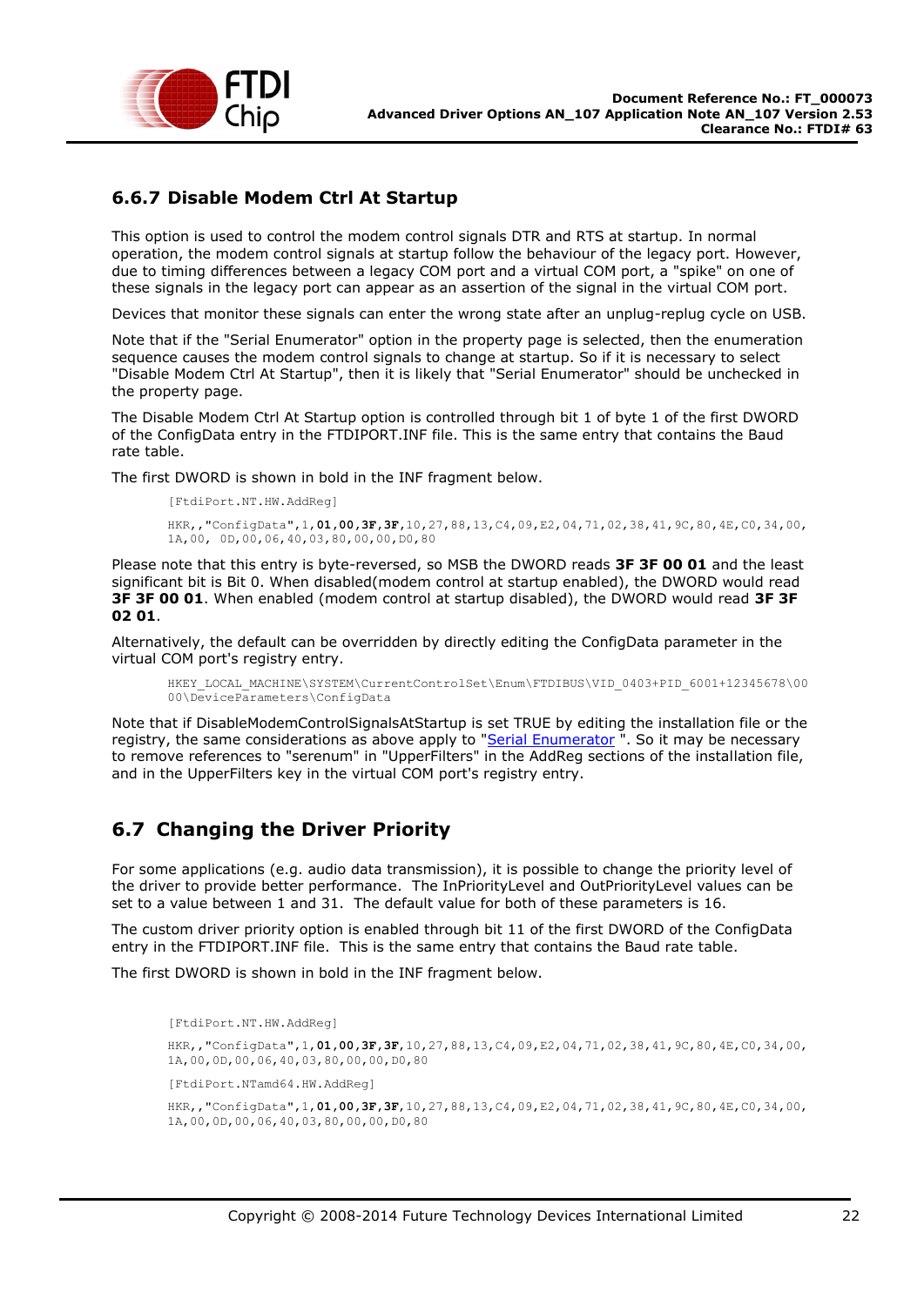### 6.6.7 Disable Modem Ctrl At Startup

This option is used to control the modem control signals DTR and RTS at startup. In normal operation, the modem control signals at startup follow the behaviour of the legacy port. However, due to timing differences between a legacy COM port and a virtual COM port, a "spike" on one of these signals in the legacy port can appear as an assertion of the signal in the virtual COM port.

Devices that monitor these signals can enter the wrong state after an unplug-replug cycle on USB.

Note that if the "Serial Enumerator" option in the property page is selected, then the enumeration sequence causes the modem control signals to change at startup. So if it is necessary to select "Disable Modem Ctrl At Startup", then it is likely that "Serial Enumerator" should be unchecked in the property page.

The Disable Modem Ctrl At Startup option is controlled through bit 1 of byte 1 of the first DWORD of the ConfigData entry in the FTDIPORT.INF file. This is the same entry that contains the Baud rate table.

The first DWORD is shown in bold in the INF fragment below.

```
[FtdiPort.NT.HW.AddReg]

HKR,,"ConfigData",1,01,00,3F,3F,10,27,88,13,C4,09,E2,04,71,02,38,41,9C,80,4E,C0,34,00,
1A,00, 0D,00,06,40,03,80,00,00,D0,80
```

Please note that this entry is byte-reversed, so MSB the DWORD reads **3F 3F 00 01** and the least significant bit is Bit 0. When disabled(modem control at startup enabled), the DWORD would read **3F 3F 00 01**. When enabled (modem control at startup disabled), the DWORD would read **3F 3F 02 01**.

Alternatively, the default can be overridden by directly editing the ConfigData parameter in the virtual COM port's registry entry.

```
HKEY_LOCAL_MACHINE\SYSTEM\CurrentControlSet\Enum\FTDIBUS\VID_0403+PID_6001+12345678\00
00\DeviceParameters\ConfigData
```

Note that if DisableModemControlSignalsAtStartup is set TRUE by editing the installation file or the registry, the same considerations as above apply to "Serial Enumerator ". So it may be necessary to remove references to "serenum" in "UpperFilters" in the AddReg sections of the installation file, and in the UpperFilters key in the virtual COM port's registry entry.

## 6.7 Changing the Driver Priority

For some applications (e.g. audio data transmission), it is possible to change the priority level of the driver to provide better performance. The InPriorityLevel and OutPriorityLevel values can be set to a value between 1 and 31. The default value for both of these parameters is 16.

The custom driver priority option is enabled through bit 11 of the first DWORD of the ConfigData entry in the FTDIPORT.INF file. This is the same entry that contains the Baud rate table.

The first DWORD is shown in bold in the INF fragment below.

```
[FtdiPort.NT.HW.AddReg]

HKR,,"ConfigData",1,01,00,3F,3F,10,27,88,13,C4,09,E2,04,71,02,38,41,9C,80,4E,C0,34,00,
1A,00,0D,00,06,40,03,80,00,00,D0,80

[FtdiPort.NTamd64.HW.AddReg]

HKR,,"ConfigData",1,01,00,3F,3F,10,27,88,13,C4,09,E2,04,71,02,38,41,9C,80,4E,C0,34,00,
1A,00,0D,00,06,40,03,80,00,00,D0,80
```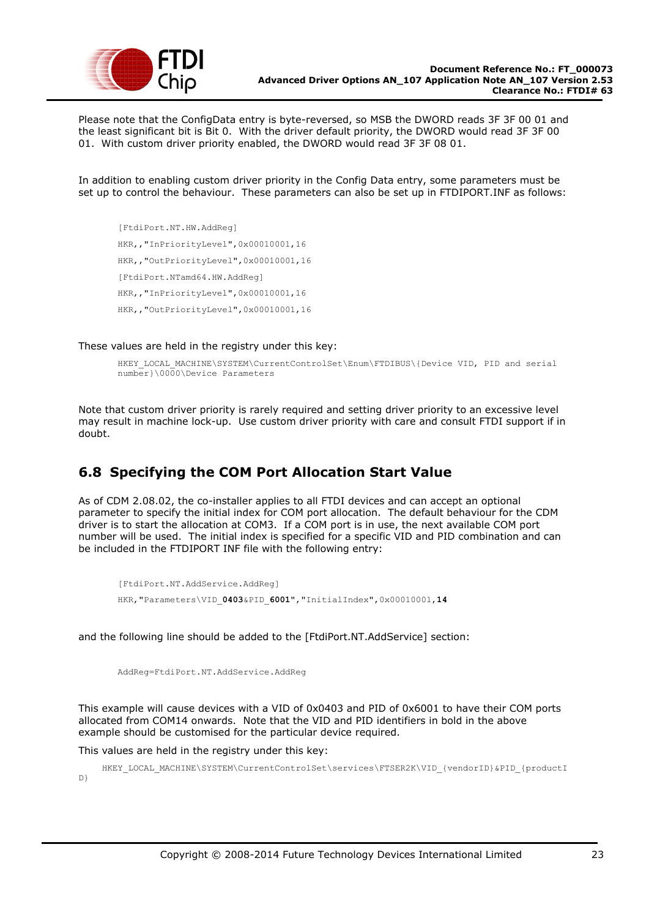Please note that the ConfigData entry is byte-reversed, so MSB the DWORD reads 3F 3F 00 01 and the least significant bit is Bit 0. With the driver default priority, the DWORD would read 3F 3F 00 01. With custom driver priority enabled, the DWORD would read 3F 3F 08 01.

In addition to enabling custom driver priority in the Config Data entry, some parameters must be set up to control the behaviour. These parameters can also be set up in FTDIPORT.INF as follows:

```
[FtdiPort.NT.HW.AddReg]
HKR,,"InPriorityLevel",0x00010001,16
HKR,,"OutPriorityLevel",0x00010001,16
[FtdiPort.NTamd64.HW.AddReg]
HKR,,"InPriorityLevel",0x00010001,16
HKR,,"OutPriorityLevel",0x00010001,16
```

These values are held in the registry under this key:

```
HKEY_LOCAL_MACHINE\SYSTEM\CurrentControlSet\Enum\FTDIBUS\{Device VID, PID and serial number}\0000\Device Parameters
```

Note that custom driver priority is rarely required and setting driver priority to an excessive level may result in machine lock-up. Use custom driver priority with care and consult FTDI support if in doubt.

## 6.8 Specifying the COM Port Allocation Start Value

As of CDM 2.08.02, the co-installer applies to all FTDI devices and can accept an optional parameter to specify the initial index for COM port allocation. The default behaviour for the CDM driver is to start the allocation at COM3. If a COM port is in use, the next available COM port number will be used. The initial index is specified for a specific VID and PID combination and can be included in the FTDIPORT INF file with the following entry:

```
[FtdiPort.NT.AddService.AddReg]
HKR,"Parameters\VID_0403&PID_6001","InitialIndex",0x00010001,14
```

and the following line should be added to the [FtdiPort.NT.AddService] section:

```
AddReg=FtdiPort.NT.AddService.AddReg
```

This example will cause devices with a VID of 0x0403 and PID of 0x6001 to have their COM ports allocated from COM14 onwards. Note that the VID and PID identifiers in bold in the above example should be customised for the particular device required.

This values are held in the registry under this key:

```
HKEY_LOCAL_MACHINE\SYSTEM\CurrentControlSet\services\FTSER2K\VID_{vendorID}&PID_{productID}
```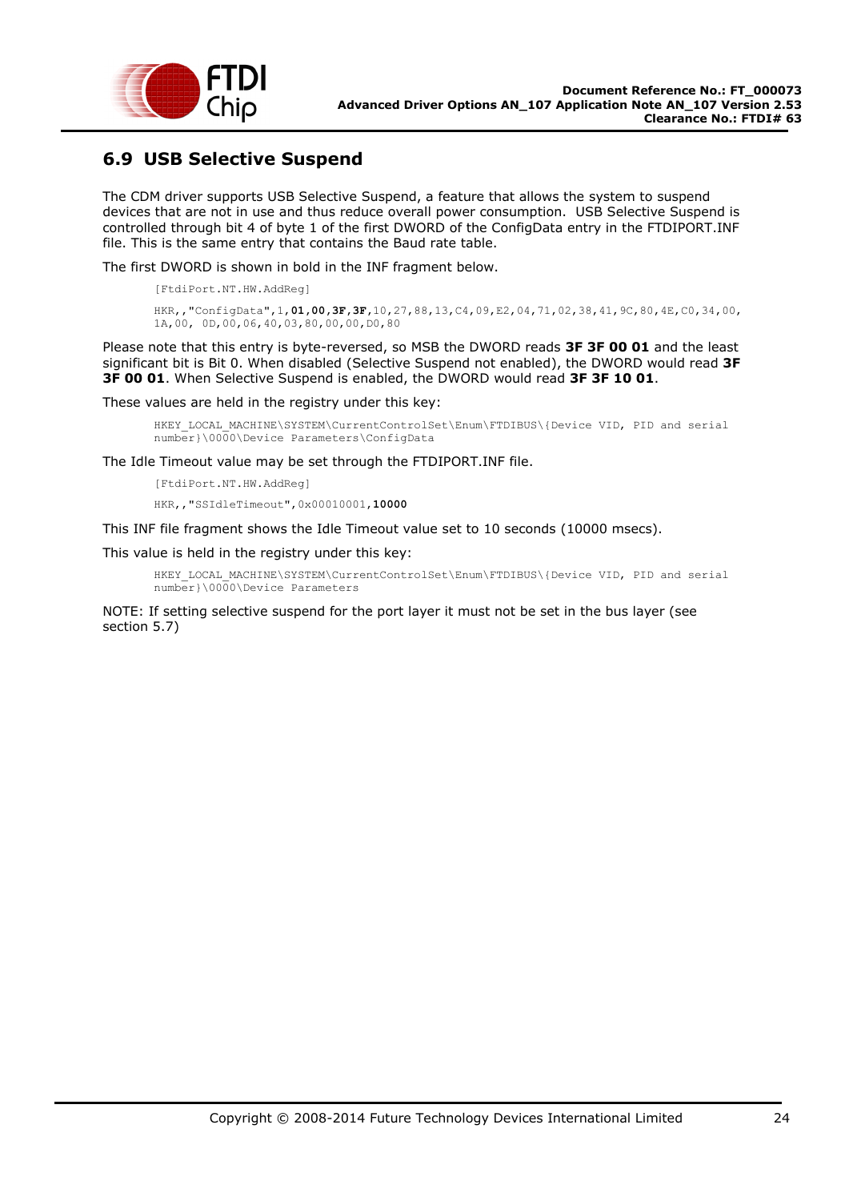## 6.9 USB Selective Suspend

The CDM driver supports USB Selective Suspend, a feature that allows the system to suspend devices that are not in use and thus reduce overall power consumption. USB Selective Suspend is controlled through bit 4 of byte 1 of the first DWORD of the ConfigData entry in the FTDIPORT.INF file. This is the same entry that contains the Baud rate table.

The first DWORD is shown in bold in the INF fragment below.

```
[FtdiPort.NT.HW.AddReg]

HKR,,"ConfigData",1,01,00,3F,3F,10,27,88,13,C4,09,E2,04,71,02,38,41,9C,80,4E,C0,34,00,
1A,00, 0D,00,06,40,03,80,00,00,D0,80
```

Please note that this entry is byte-reversed, so MSB the DWORD reads **3F 3F 00 01** and the least significant bit is Bit 0. When disabled (Selective Suspend not enabled), the DWORD would read **3F 3F 00 01**. When Selective Suspend is enabled, the DWORD would read **3F 3F 10 01**.

These values are held in the registry under this key:

```
HKEY_LOCAL_MACHINE\SYSTEM\CurrentControlSet\Enum\FTDIBUS\{Device VID, PID and serial
number}\0000\Device Parameters\ConfigData
```

The Idle Timeout value may be set through the FTDIPORT.INF file.

```
[FtdiPort.NT.HW.AddReg]

HKR,,"SSIdleTimeout",0x00010001,10000
```

This INF file fragment shows the Idle Timeout value set to 10 seconds (10000 msecs).

This value is held in the registry under this key:

```
HKEY_LOCAL_MACHINE\SYSTEM\CurrentControlSet\Enum\FTDIBUS\{Device VID, PID and serial
number}\0000\Device Parameters
```

NOTE: If setting selective suspend for the port layer it must not be set in the bus layer (see section 5.7)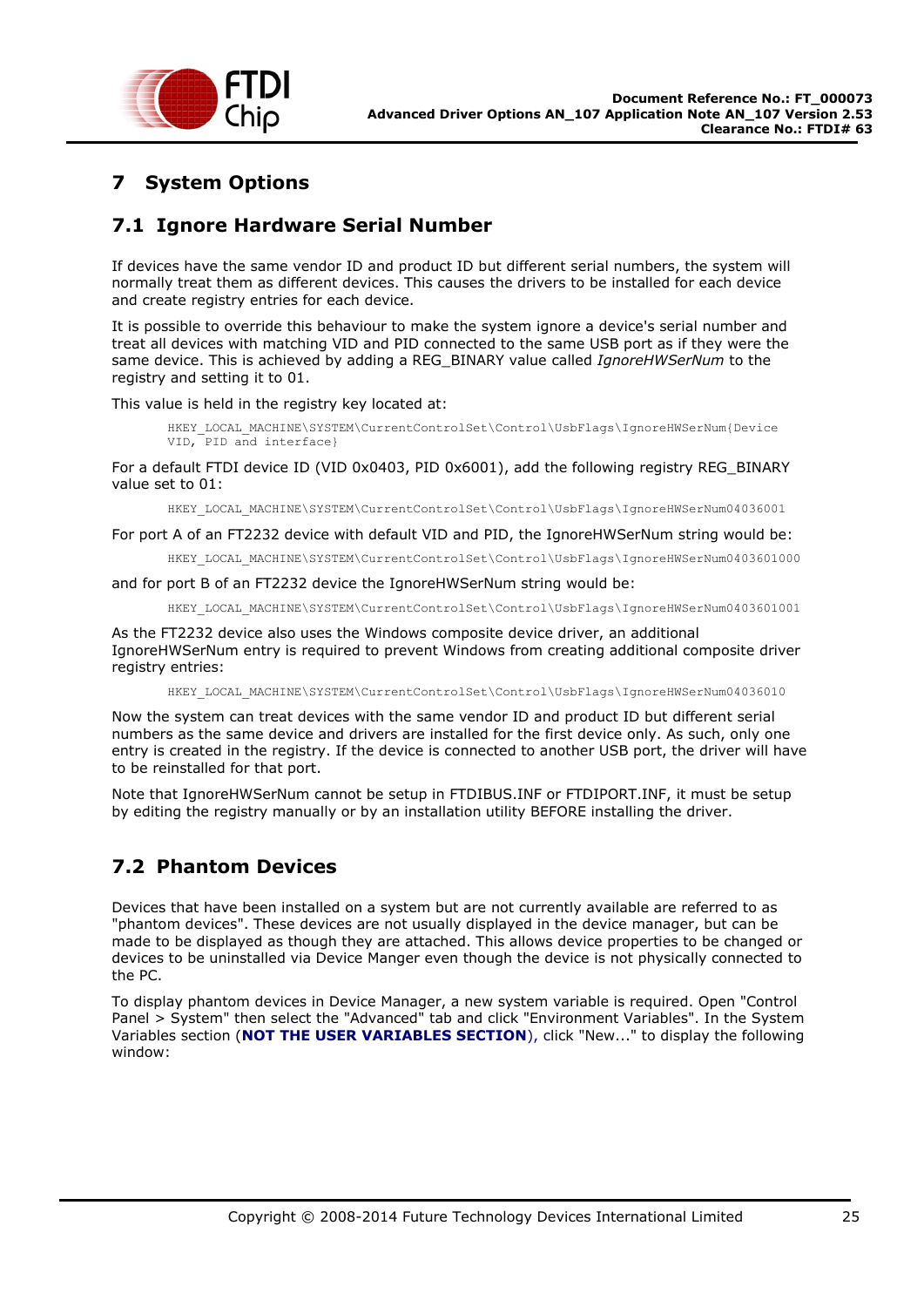# 7 System Options

## 7.1 Ignore Hardware Serial Number

If devices have the same vendor ID and product ID but different serial numbers, the system will normally treat them as different devices. This causes the drivers to be installed for each device and create registry entries for each device.

It is possible to override this behaviour to make the system ignore a device's serial number and treat all devices with matching VID and PID connected to the same USB port as if they were the same device. This is achieved by adding a REG_BINARY value called *IgnoreHWSerNum* to the registry and setting it to 01.

This value is held in the registry key located at:

```
HKEY_LOCAL_MACHINE\SYSTEM\CurrentControlSet\Control\UsbFlags\IgnoreHWSerNum{Device VID, PID and interface}
```

For a default FTDI device ID (VID 0x0403, PID 0x6001), add the following registry REG_BINARY value set to 01:

```
HKEY_LOCAL_MACHINE\SYSTEM\CurrentControlSet\Control\UsbFlags\IgnoreHWSerNum04036001
```

For port A of an FT2232 device with default VID and PID, the IgnoreHWSerNum string would be:

```
HKEY_LOCAL_MACHINE\SYSTEM\CurrentControlSet\Control\UsbFlags\IgnoreHWSerNum0403601000
```

and for port B of an FT2232 device the IgnoreHWSerNum string would be:

```
HKEY_LOCAL_MACHINE\SYSTEM\CurrentControlSet\Control\UsbFlags\IgnoreHWSerNum0403601001
```

As the FT2232 device also uses the Windows composite device driver, an additional IgnoreHWSerNum entry is required to prevent Windows from creating additional composite driver registry entries:

```
HKEY_LOCAL_MACHINE\SYSTEM\CurrentControlSet\Control\UsbFlags\IgnoreHWSerNum04036010
```

Now the system can treat devices with the same vendor ID and product ID but different serial numbers as the same device and drivers are installed for the first device only. As such, only one entry is created in the registry. If the device is connected to another USB port, the driver will have to be reinstalled for that port.

Note that IgnoreHWSerNum cannot be setup in FTDIBUS.INF or FTDIPORT.INF, it must be setup by editing the registry manually or by an installation utility BEFORE installing the driver.

## 7.2 Phantom Devices

Devices that have been installed on a system but are not currently available are referred to as "phantom devices". These devices are not usually displayed in the device manager, but can be made to be displayed as though they are attached. This allows device properties to be changed or devices to be uninstalled via Device Manger even though the device is not physically connected to the PC.

To display phantom devices in Device Manager, a new system variable is required. Open "Control Panel > System" then select the "Advanced" tab and click "Environment Variables". In the System Variables section (**NOT THE USER VARIABLES SECTION**), click "New..." to display the following window: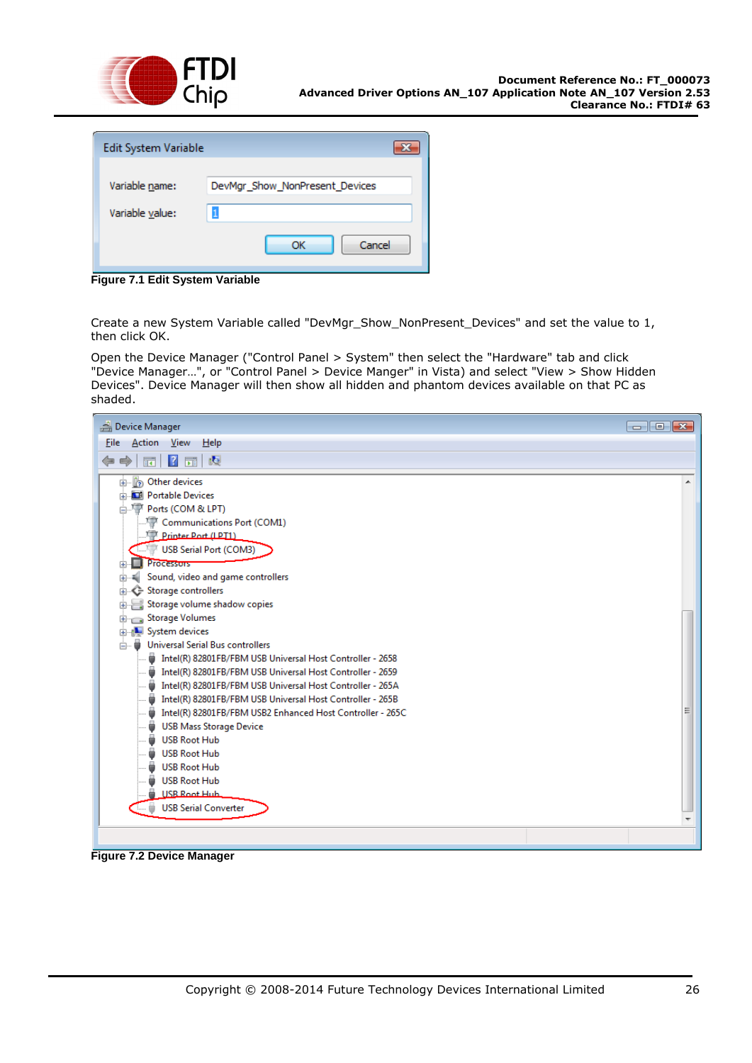Figure 7.1 Edit System Variable

Create a new System Variable called "DevMgr_Show_NonPresent_Devices" and set the value to 1, then click OK.

Open the Device Manager ("Control Panel > System" then select the "Hardware" tab and click "Device Manager…", or "Control Panel > Device Manger" in Vista) and select "View > Show Hidden Devices". Device Manager will then show all hidden and phantom devices available on that PC as shaded.

Figure 7.2 Device Manager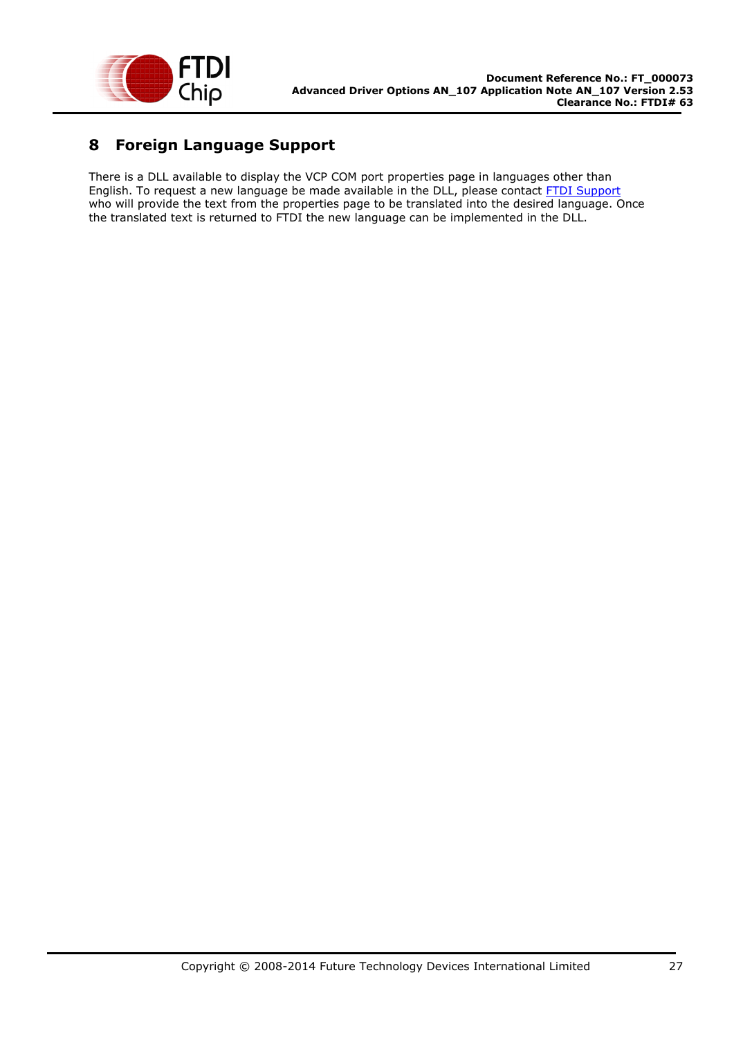# 8 Foreign Language Support

There is a DLL available to display the VCP COM port properties page in languages other than English. To request a new language be made available in the DLL, please contact FTDI Support who will provide the text from the properties page to be translated into the desired language. Once the translated text is returned to FTDI the new language can be implemented in the DLL.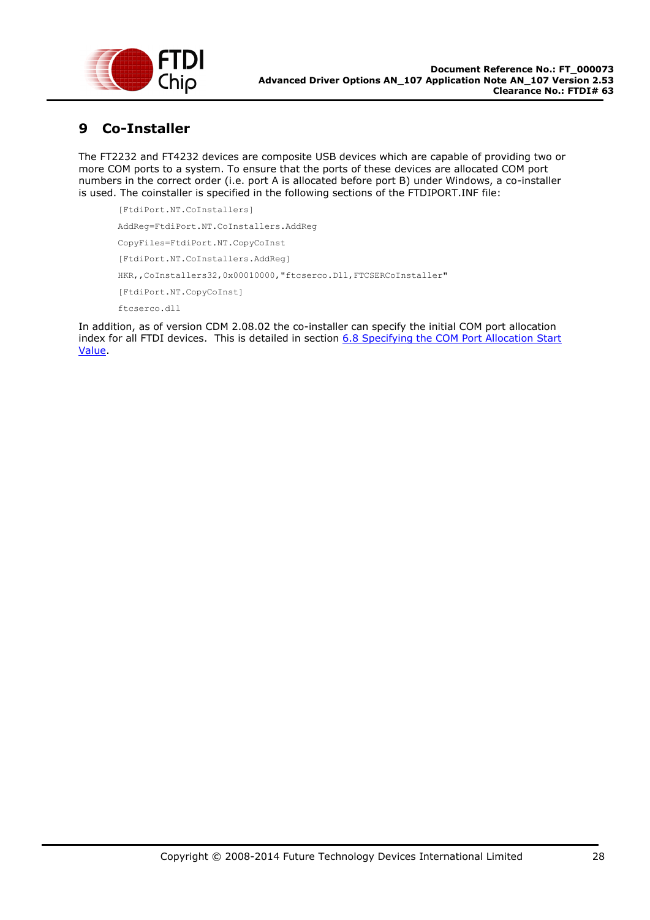# 9 Co-Installer

The FT2232 and FT4232 devices are composite USB devices which are capable of providing two or more COM ports to a system. To ensure that the ports of these devices are allocated COM port numbers in the correct order (i.e. port A is allocated before port B) under Windows, a co-installer is used. The coinstaller is specified in the following sections of the FTDIPORT.INF file:

```
[FtdiPort.NT.CoInstallers]
AddReg=FtdiPort.NT.CoInstallers.AddReg
CopyFiles=FtdiPort.NT.CopyCoInst
[FtdiPort.NT.CoInstallers.AddReg]
HKR,,CoInstallers32,0x00010000,"ftcserco.Dll,FTCSERCoInstaller"
[FtdiPort.NT.CopyCoInst]
ftcserco.dll
```

In addition, as of version CDM 2.08.02 the co-installer can specify the initial COM port allocation index for all FTDI devices. This is detailed in section 6.8 Specifying the COM Port Allocation Start Value.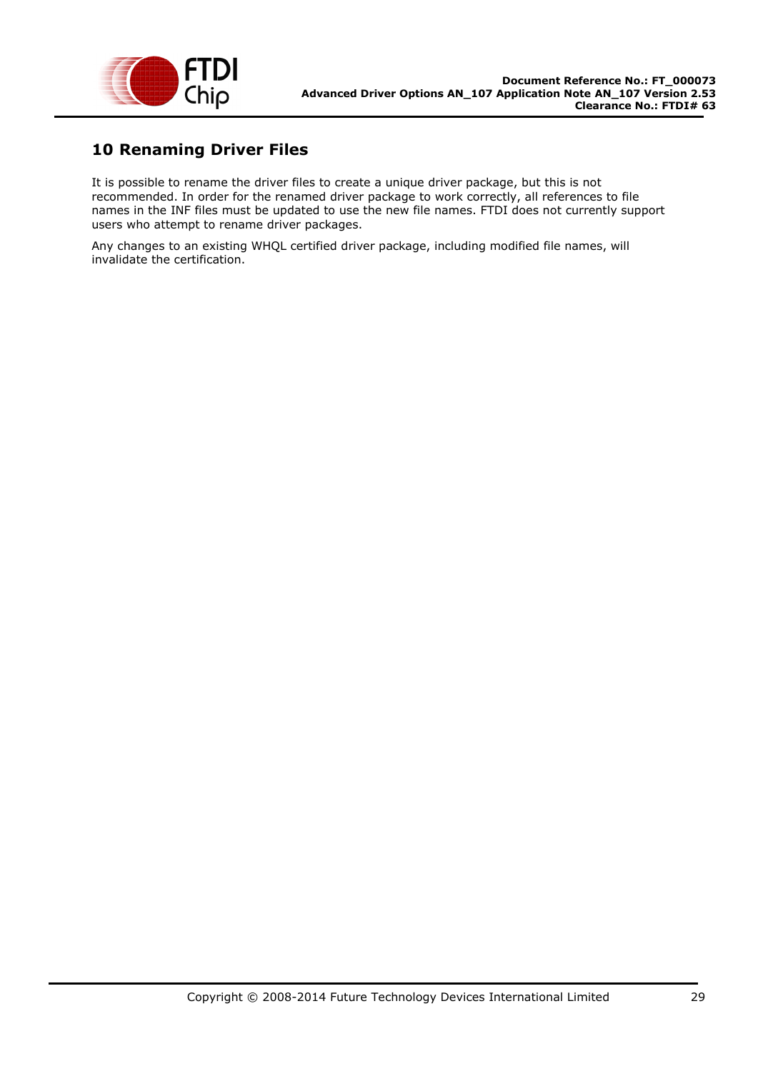# 10 Renaming Driver Files

It is possible to rename the driver files to create a unique driver package, but this is not recommended. In order for the renamed driver package to work correctly, all references to file names in the INF files must be updated to use the new file names. FTDI does not currently support users who attempt to rename driver packages.

Any changes to an existing WHQL certified driver package, including modified file names, will invalidate the certification.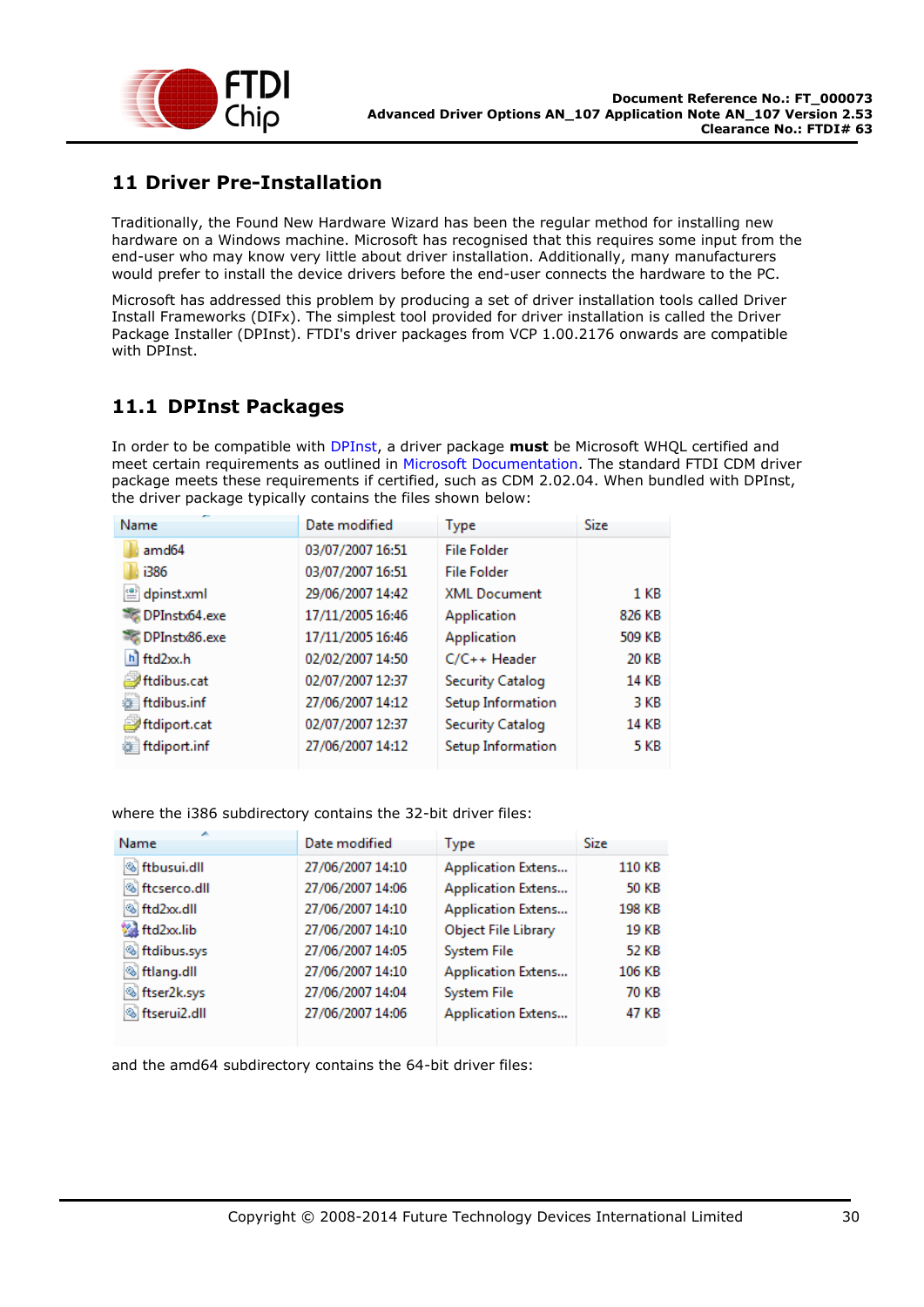# 11 Driver Pre-Installation

Traditionally, the Found New Hardware Wizard has been the regular method for installing new hardware on a Windows machine. Microsoft has recognised that this requires some input from the end-user who may know very little about driver installation. Additionally, many manufacturers would prefer to install the device drivers before the end-user connects the hardware to the PC.

Microsoft has addressed this problem by producing a set of driver installation tools called Driver Install Frameworks (DIFx). The simplest tool provided for driver installation is called the Driver Package Installer (DPInst). FTDI's driver packages from VCP 1.00.2176 onwards are compatible with DPInst.

## 11.1 DPInst Packages

In order to be compatible with DPInst, a driver package **must** be Microsoft WHQL certified and meet certain requirements as outlined in Microsoft Documentation. The standard FTDI CDM driver package meets these requirements if certified, such as CDM 2.02.04. When bundled with DPInst, the driver package typically contains the files shown below:

| Name | Date modified | Type | Size |
|---|---|---|---|
| amd64 | 03/07/2007 16:51 | File Folder | |
| i386 | 03/07/2007 16:51 | File Folder | |
| dpinst.xml | 29/06/2007 14:42 | XML Document | 1 KB |
| DPInstx64.exe | 17/11/2005 16:46 | Application | 826 KB |
| DPInstx86.exe | 17/11/2005 16:46 | Application | 509 KB |
| ftd2xx.h | 02/02/2007 14:50 | C/C++ Header | 20 KB |
| ftdibus.cat | 02/07/2007 12:37 | Security Catalog | 14 KB |
| ftdibus.inf | 27/06/2007 14:12 | Setup Information | 3 KB |
| ftdiport.cat | 02/07/2007 12:37 | Security Catalog | 14 KB |
| ftdiport.inf | 27/06/2007 14:12 | Setup Information | 5 KB |

where the i386 subdirectory contains the 32-bit driver files:

| Name | Date modified | Type | Size |
|---|---|---|---|
| ftbusui.dll | 27/06/2007 14:10 | Application Extens... | 110 KB |
| ftcserco.dll | 27/06/2007 14:06 | Application Extens... | 50 KB |
| ftd2xx.dll | 27/06/2007 14:10 | Application Extens... | 198 KB |
| ftd2xx.lib | 27/06/2007 14:10 | Object File Library | 19 KB |
| ftdibus.sys | 27/06/2007 14:05 | System File | 52 KB |
| ftlang.dll | 27/06/2007 14:10 | Application Extens... | 106 KB |
| ftser2k.sys | 27/06/2007 14:04 | System File | 70 KB |
| ftserui2.dll | 27/06/2007 14:06 | Application Extens... | 47 KB |

and the amd64 subdirectory contains the 64-bit driver files: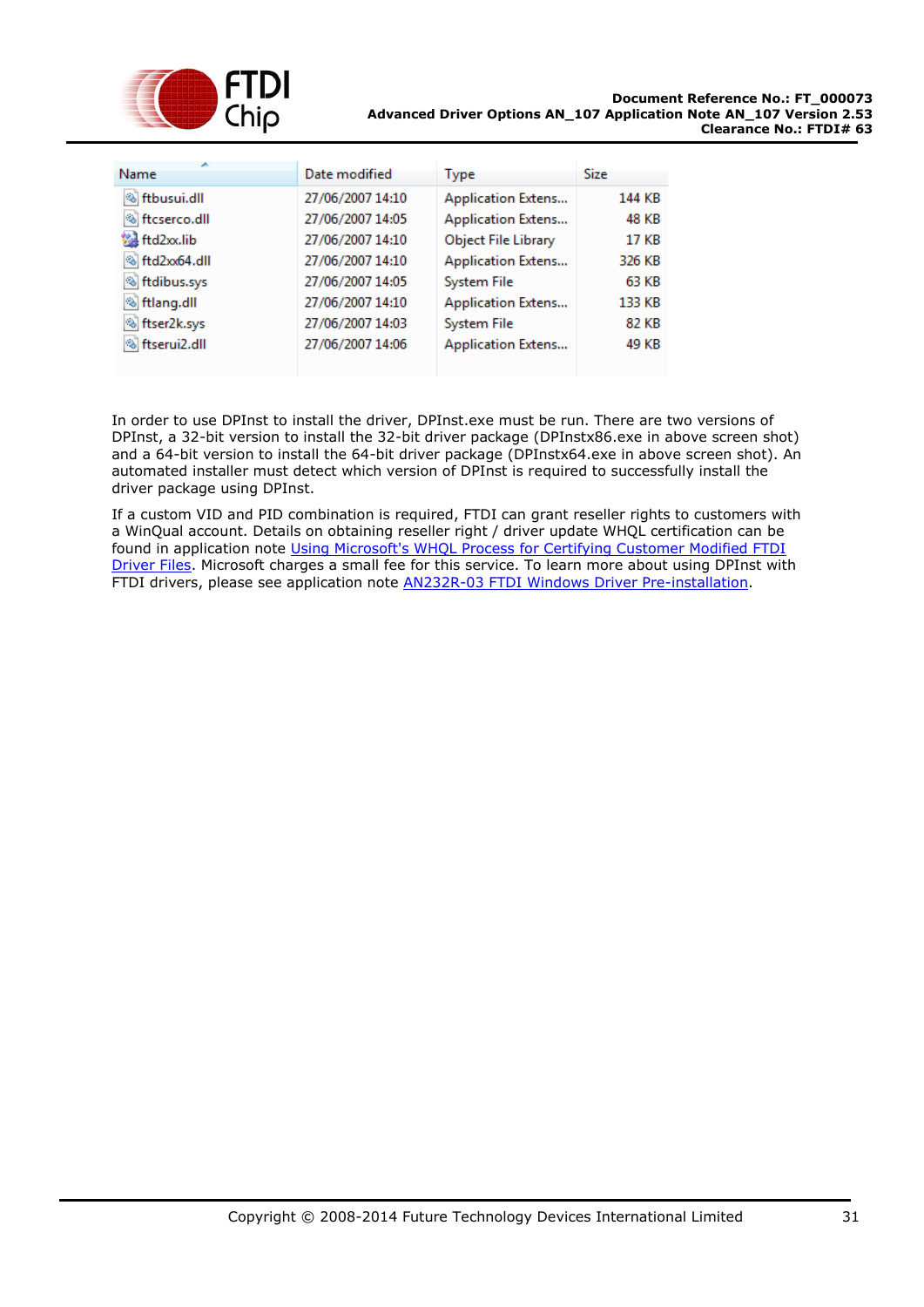| Name | Date modified | Type | Size |
|---|---|---|---|
| ftbusui.dll | 27/06/2007 14:10 | Application Extens... | 144 KB |
| ftcserco.dll | 27/06/2007 14:05 | Application Extens... | 48 KB |
| ftd2xx.lib | 27/06/2007 14:10 | Object File Library | 17 KB |
| ftd2xx64.dll | 27/06/2007 14:10 | Application Extens... | 326 KB |
| ftdibus.sys | 27/06/2007 14:05 | System File | 63 KB |
| ftlang.dll | 27/06/2007 14:10 | Application Extens... | 133 KB |
| ftser2k.sys | 27/06/2007 14:03 | System File | 82 KB |
| ftserui2.dll | 27/06/2007 14:06 | Application Extens... | 49 KB |

In order to use DPInst to install the driver, DPInst.exe must be run. There are two versions of DPInst, a 32-bit version to install the 32-bit driver package (DPInstx86.exe in above screen shot) and a 64-bit version to install the 64-bit driver package (DPInstx64.exe in above screen shot). An automated installer must detect which version of DPInst is required to successfully install the driver package using DPInst.

If a custom VID and PID combination is required, FTDI can grant reseller rights to customers with a WinQual account. Details on obtaining reseller right / driver update WHQL certification can be found in application note Using Microsoft's WHQL Process for Certifying Customer Modified FTDI Driver Files. Microsoft charges a small fee for this service. To learn more about using DPInst with FTDI drivers, please see application note AN232R-03 FTDI Windows Driver Pre-installation.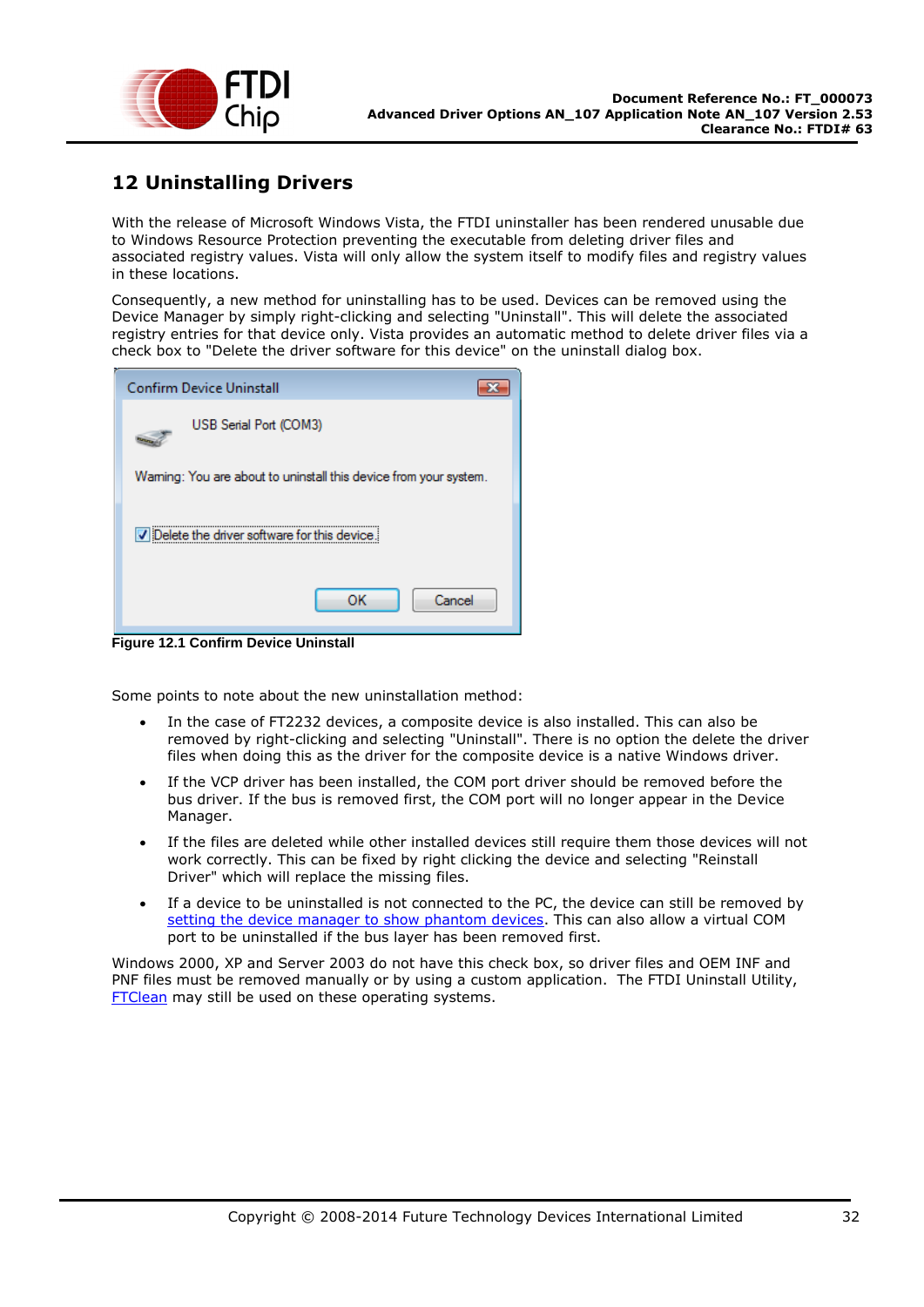# 12 Uninstalling Drivers

With the release of Microsoft Windows Vista, the FTDI uninstaller has been rendered unusable due to Windows Resource Protection preventing the executable from deleting driver files and associated registry values. Vista will only allow the system itself to modify files and registry values in these locations.

Consequently, a new method for uninstalling has to be used. Devices can be removed using the Device Manager by simply right-clicking and selecting "Uninstall". This will delete the associated registry entries for that device only. Vista provides an automatic method to delete driver files via a check box to "Delete the driver software for this device" on the uninstall dialog box.

**Figure 12.1 Confirm Device Uninstall**

Some points to note about the new uninstallation method:

- In the case of FT2232 devices, a composite device is also installed. This can also be removed by right-clicking and selecting "Uninstall". There is no option the delete the driver files when doing this as the driver for the composite device is a native Windows driver.
- If the VCP driver has been installed, the COM port driver should be removed before the bus driver. If the bus is removed first, the COM port will no longer appear in the Device Manager.
- If the files are deleted while other installed devices still require them those devices will not work correctly. This can be fixed by right clicking the device and selecting "Reinstall Driver" which will replace the missing files.
- If a device to be uninstalled is not connected to the PC, the device can still be removed by setting the device manager to show phantom devices. This can also allow a virtual COM port to be uninstalled if the bus layer has been removed first.

Windows 2000, XP and Server 2003 do not have this check box, so driver files and OEM INF and PNF files must be removed manually or by using a custom application. The FTDI Uninstall Utility, FTClean may still be used on these operating systems.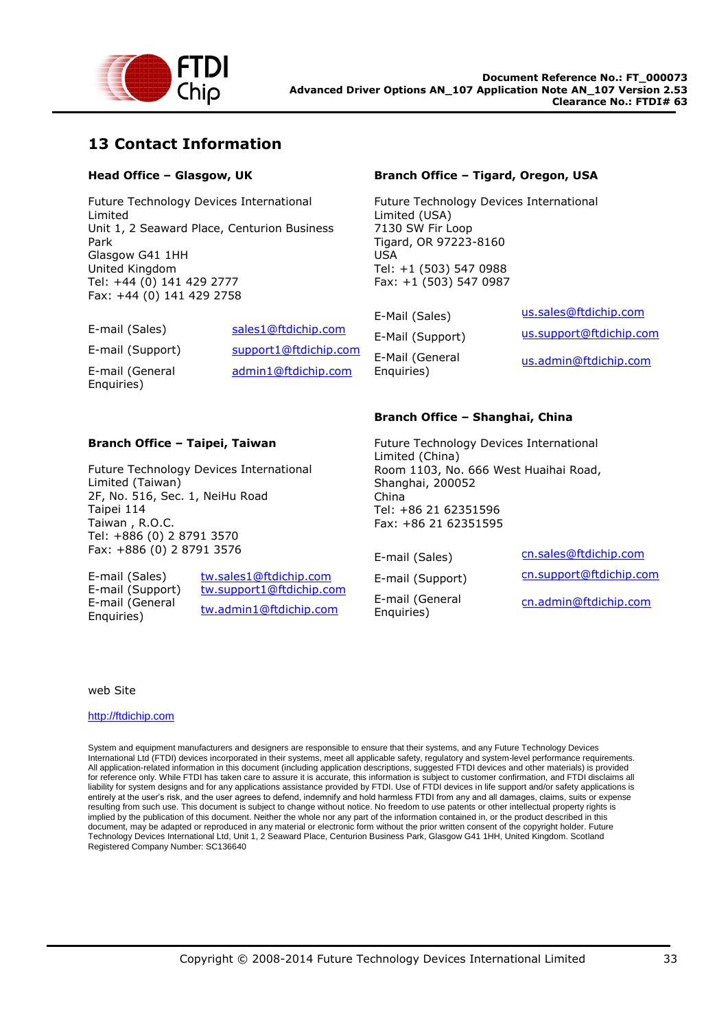# 13 Contact Information

**Head Office – Glasgow, UK**

Future Technology Devices International Limited
Unit 1, 2 Seaward Place, Centurion Business Park
Glasgow G41 1HH
United Kingdom
Tel: +44 (0) 141 429 2777
Fax: +44 (0) 141 429 2758

| | |
|---|---|
| E-mail (Sales) | sales1@ftdichip.com |
| E-mail (Support) | support1@ftdichip.com |
| E-mail (General Enquiries) | admin1@ftdichip.com |

**Branch Office – Tigard, Oregon, USA**

Future Technology Devices International Limited (USA)
7130 SW Fir Loop
Tigard, OR 97223-8160
USA
Tel: +1 (503) 547 0988
Fax: +1 (503) 547 0987

| | |
|---|---|
| E-Mail (Sales) | us.sales@ftdichip.com |
| E-Mail (Support) | us.support@ftdichip.com |
| E-Mail (General Enquiries) | us.admin@ftdichip.com |

**Branch Office – Taipei, Taiwan**

Future Technology Devices International Limited (Taiwan)
2F, No. 516, Sec. 1, NeiHu Road
Taipei 114
Taiwan , R.O.C.
Tel: +886 (0) 2 8791 3570
Fax: +886 (0) 2 8791 3576

| | |
|---|---|
| E-mail (Sales) | tw.sales1@ftdichip.com |
| E-mail (Support) | tw.support1@ftdichip.com |
| E-mail (General Enquiries) | tw.admin1@ftdichip.com |

**Branch Office – Shanghai, China**

Future Technology Devices International Limited (China)
Room 1103, No. 666 West Huaihai Road,
Shanghai, 200052
China
Tel: +86 21 62351596
Fax: +86 21 62351595

| | |
|---|---|
| E-mail (Sales) | cn.sales@ftdichip.com |
| E-mail (Support) | cn.support@ftdichip.com |
| E-mail (General Enquiries) | cn.admin@ftdichip.com |

web Site

http://ftdichip.com

System and equipment manufacturers and designers are responsible to ensure that their systems, and any Future Technology Devices International Ltd (FTDI) devices incorporated in their systems, meet all applicable safety, regulatory and system-level performance requirements. All application-related information in this document (including application descriptions, suggested FTDI devices and other materials) is provided for reference only. While FTDI has taken care to assure it is accurate, this information is subject to customer confirmation, and FTDI disclaims all liability for system designs and for any applications assistance provided by FTDI. Use of FTDI devices in life support and/or safety applications is entirely at the user's risk, and the user agrees to defend, indemnify and hold harmless FTDI from any and all damages, claims, suits or expense resulting from such use. This document is subject to change without notice. No freedom to use patents or other intellectual property rights is implied by the publication of this document. Neither the whole nor any part of the information contained in, or the product described in this document, may be adapted or reproduced in any material or electronic form without the prior written consent of the copyright holder. Future Technology Devices International Ltd, Unit 1, 2 Seaward Place, Centurion Business Park, Glasgow G41 1HH, United Kingdom. Scotland Registered Company Number: SC136640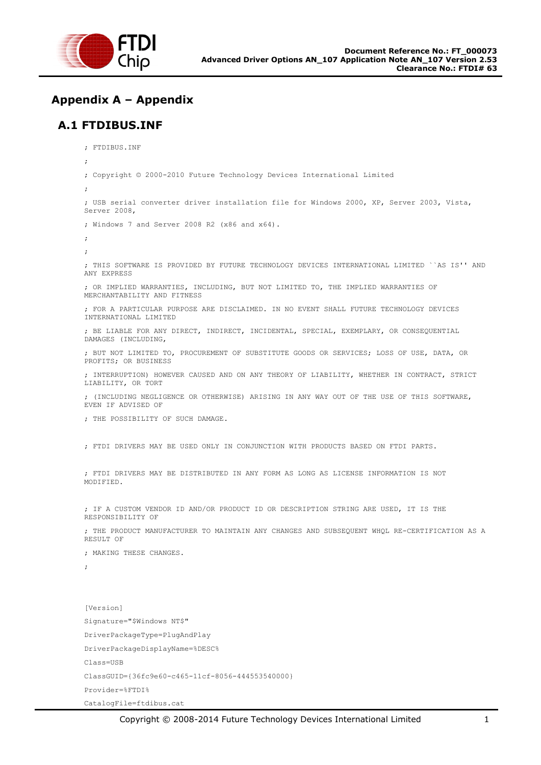# Appendix A – Appendix

## A.1 FTDIBUS.INF

```
; FTDIBUS.INF

;

; Copyright © 2000-2010 Future Technology Devices International Limited

;

; USB serial converter driver installation file for Windows 2000, XP, Server 2003, Vista,
Server 2008,

; Windows 7 and Server 2008 R2 (x86 and x64).

;

;

; THIS SOFTWARE IS PROVIDED BY FUTURE TECHNOLOGY DEVICES INTERNATIONAL LIMITED ``AS IS'' AND
ANY EXPRESS

; OR IMPLIED WARRANTIES, INCLUDING, BUT NOT LIMITED TO, THE IMPLIED WARRANTIES OF
MERCHANTABILITY AND FITNESS

; FOR A PARTICULAR PURPOSE ARE DISCLAIMED. IN NO EVENT SHALL FUTURE TECHNOLOGY DEVICES
INTERNATIONAL LIMITED

; BE LIABLE FOR ANY DIRECT, INDIRECT, INCIDENTAL, SPECIAL, EXEMPLARY, OR CONSEQUENTIAL
DAMAGES (INCLUDING,

; BUT NOT LIMITED TO, PROCUREMENT OF SUBSTITUTE GOODS OR SERVICES; LOSS OF USE, DATA, OR
PROFITS; OR BUSINESS

; INTERRUPTION) HOWEVER CAUSED AND ON ANY THEORY OF LIABILITY, WHETHER IN CONTRACT, STRICT
LIABILITY, OR TORT

; (INCLUDING NEGLIGENCE OR OTHERWISE) ARISING IN ANY WAY OUT OF THE USE OF THIS SOFTWARE,
EVEN IF ADVISED OF

; THE POSSIBILITY OF SUCH DAMAGE.


; FTDI DRIVERS MAY BE USED ONLY IN CONJUNCTION WITH PRODUCTS BASED ON FTDI PARTS.


; FTDI DRIVERS MAY BE DISTRIBUTED IN ANY FORM AS LONG AS LICENSE INFORMATION IS NOT
MODIFIED.


; IF A CUSTOM VENDOR ID AND/OR PRODUCT ID OR DESCRIPTION STRING ARE USED, IT IS THE
RESPONSIBILITY OF

; THE PRODUCT MANUFACTURER TO MAINTAIN ANY CHANGES AND SUBSEQUENT WHQL RE-CERTIFICATION AS A
RESULT OF

; MAKING THESE CHANGES.

;



[Version]

Signature="$Windows NT$"

DriverPackageType=PlugAndPlay

DriverPackageDisplayName=%DESC%

Class=USB

ClassGUID={36fc9e60-c465-11cf-8056-444553540000}

Provider=%FTDI%

CatalogFile=ftdibus.cat
```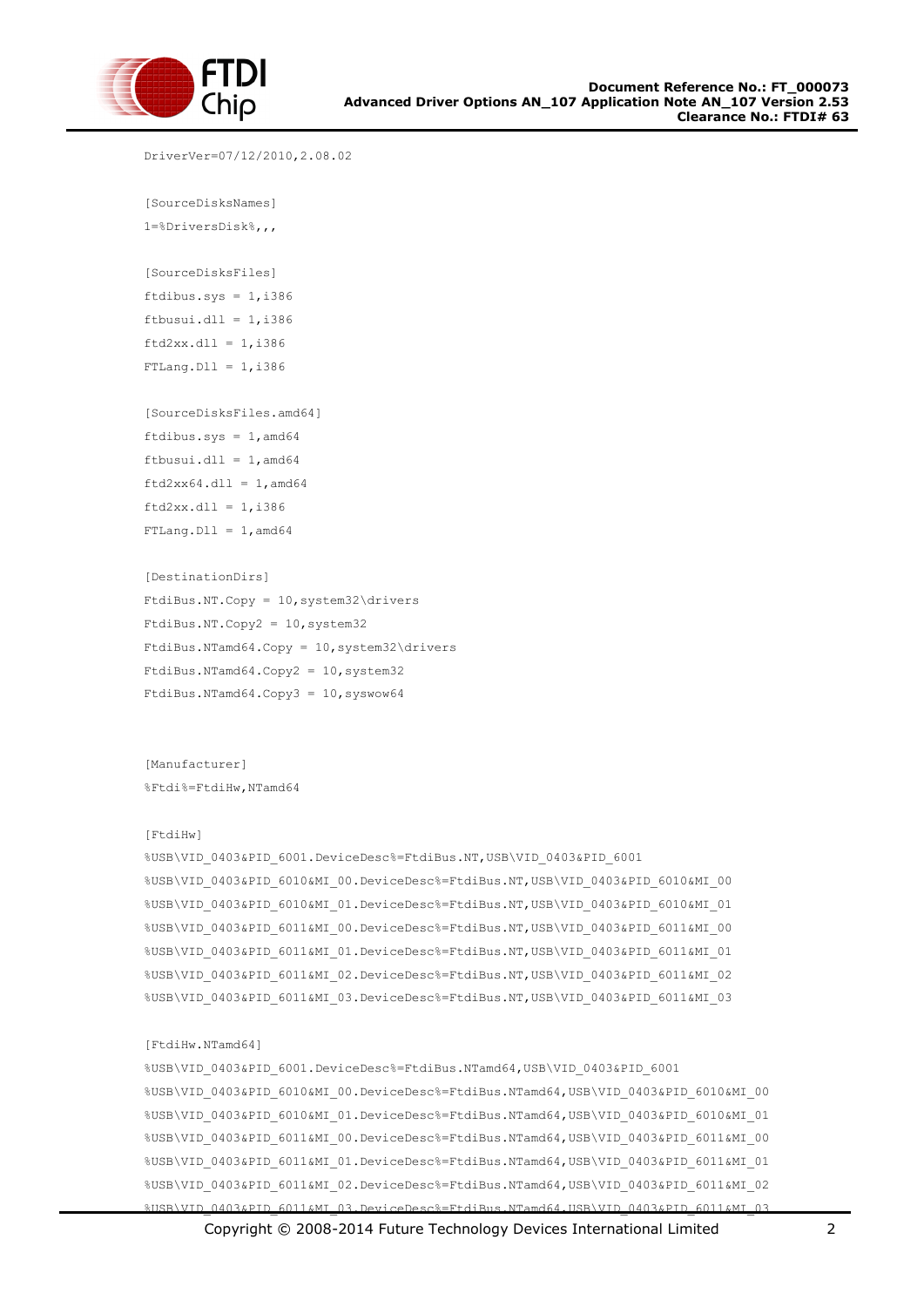```
DriverVer=07/12/2010,2.08.02

[SourceDisksNames]
1=%DriversDisk%,,,

[SourceDisksFiles]
ftdibus.sys = 1,i386
ftbusui.dll = 1,i386
ftd2xx.dll = 1,i386
FTLang.Dll = 1,i386

[SourceDisksFiles.amd64]
ftdibus.sys = 1,amd64
ftbusui.dll = 1,amd64
ftd2xx64.dll = 1,amd64
ftd2xx.dll = 1,i386
FTLang.Dll = 1,amd64

[DestinationDirs]
FtdiBus.NT.Copy = 10,system32\drivers
FtdiBus.NT.Copy2 = 10,system32
FtdiBus.NTamd64.Copy = 10,system32\drivers
FtdiBus.NTamd64.Copy2 = 10,system32
FtdiBus.NTamd64.Copy3 = 10,syswow64


[Manufacturer]
%Ftdi%=FtdiHw,NTamd64

[FtdiHw]
%USB\VID_0403&PID_6001.DeviceDesc%=FtdiBus.NT,USB\VID_0403&PID_6001
%USB\VID_0403&PID_6010&MI_00.DeviceDesc%=FtdiBus.NT,USB\VID_0403&PID_6010&MI_00
%USB\VID_0403&PID_6010&MI_01.DeviceDesc%=FtdiBus.NT,USB\VID_0403&PID_6010&MI_01
%USB\VID_0403&PID_6011&MI_00.DeviceDesc%=FtdiBus.NT,USB\VID_0403&PID_6011&MI_00
%USB\VID_0403&PID_6011&MI_01.DeviceDesc%=FtdiBus.NT,USB\VID_0403&PID_6011&MI_01
%USB\VID_0403&PID_6011&MI_02.DeviceDesc%=FtdiBus.NT,USB\VID_0403&PID_6011&MI_02
%USB\VID_0403&PID_6011&MI_03.DeviceDesc%=FtdiBus.NT,USB\VID_0403&PID_6011&MI_03

[FtdiHw.NTamd64]
%USB\VID_0403&PID_6001.DeviceDesc%=FtdiBus.NTamd64,USB\VID_0403&PID_6001
%USB\VID_0403&PID_6010&MI_00.DeviceDesc%=FtdiBus.NTamd64,USB\VID_0403&PID_6010&MI_00
%USB\VID_0403&PID_6010&MI_01.DeviceDesc%=FtdiBus.NTamd64,USB\VID_0403&PID_6010&MI_01
%USB\VID_0403&PID_6011&MI_00.DeviceDesc%=FtdiBus.NTamd64,USB\VID_0403&PID_6011&MI_00
%USB\VID_0403&PID_6011&MI_01.DeviceDesc%=FtdiBus.NTamd64,USB\VID_0403&PID_6011&MI_01
%USB\VID_0403&PID_6011&MI_02.DeviceDesc%=FtdiBus.NTamd64,USB\VID_0403&PID_6011&MI_02
%USB\VID_0403&PID_6011&MI_03.DeviceDesc%=FtdiBus.NTamd64,USB\VID_0403&PID_6011&MI_03
```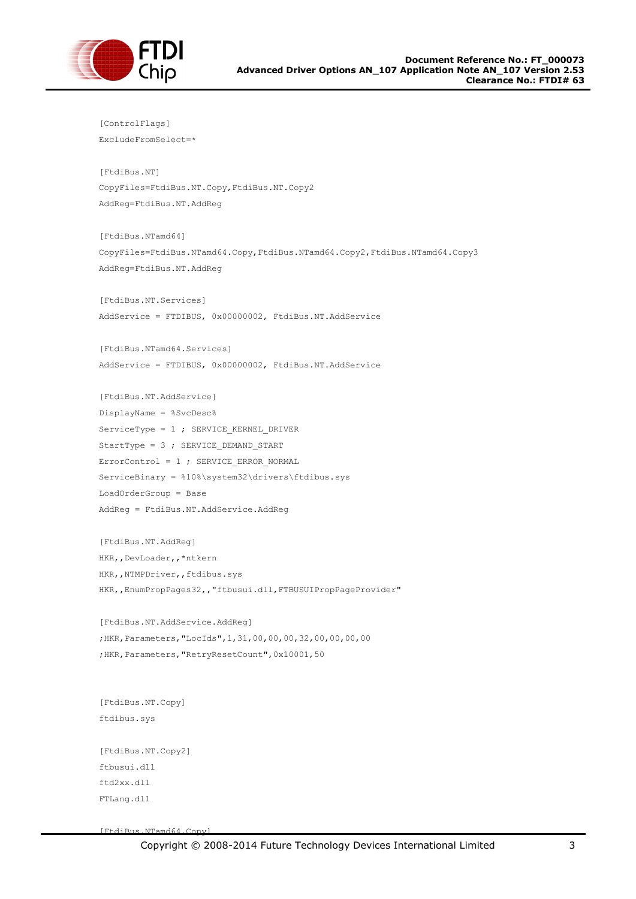```
[ControlFlags]
ExcludeFromSelect=*

[FtdiBus.NT]
CopyFiles=FtdiBus.NT.Copy,FtdiBus.NT.Copy2
AddReg=FtdiBus.NT.AddReg

[FtdiBus.NTamd64]
CopyFiles=FtdiBus.NTamd64.Copy,FtdiBus.NTamd64.Copy2,FtdiBus.NTamd64.Copy3
AddReg=FtdiBus.NT.AddReg

[FtdiBus.NT.Services]
AddService = FTDIBUS, 0x00000002, FtdiBus.NT.AddService

[FtdiBus.NTamd64.Services]
AddService = FTDIBUS, 0x00000002, FtdiBus.NT.AddService

[FtdiBus.NT.AddService]
DisplayName = %SvcDesc%
ServiceType = 1 ; SERVICE_KERNEL_DRIVER
StartType = 3 ; SERVICE_DEMAND_START
ErrorControl = 1 ; SERVICE_ERROR_NORMAL
ServiceBinary = %10%\system32\drivers\ftdibus.sys
LoadOrderGroup = Base
AddReg = FtdiBus.NT.AddService.AddReg

[FtdiBus.NT.AddReg]
HKR,,DevLoader,,*ntkern
HKR,,NTMPDriver,,ftdibus.sys
HKR,,EnumPropPages32,,"ftbusui.dll,FTBUSUIPropPageProvider"

[FtdiBus.NT.AddService.AddReg]
;HKR,Parameters,"LocIds",1,31,00,00,00,32,00,00,00,00
;HKR,Parameters,"RetryResetCount",0x10001,50


[FtdiBus.NT.Copy]
ftdibus.sys

[FtdiBus.NT.Copy2]
ftbusui.dll
ftd2xx.dll
FTLang.dll

[FtdiBus.NTamd64.Copy]
```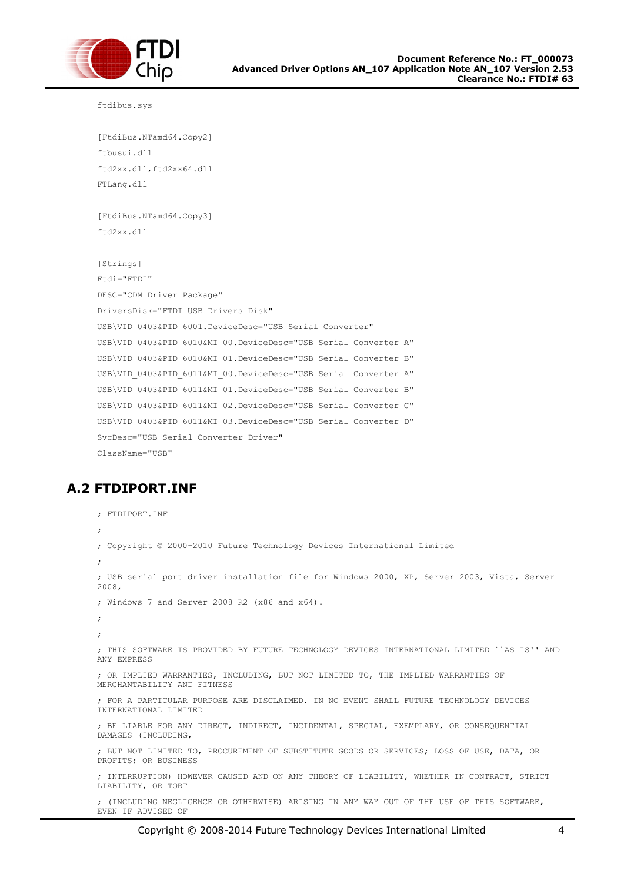```
ftdibus.sys

[FtdiBus.NTamd64.Copy2]
ftbusui.dll
ftd2xx.dll,ftd2xx64.dll
FTLang.dll

[FtdiBus.NTamd64.Copy3]
ftd2xx.dll

[Strings]
Ftdi="FTDI"
DESC="CDM Driver Package"
DriversDisk="FTDI USB Drivers Disk"
USB\VID_0403&PID_6001.DeviceDesc="USB Serial Converter"
USB\VID_0403&PID_6010&MI_00.DeviceDesc="USB Serial Converter A"
USB\VID_0403&PID_6010&MI_01.DeviceDesc="USB Serial Converter B"
USB\VID_0403&PID_6011&MI_00.DeviceDesc="USB Serial Converter A"
USB\VID_0403&PID_6011&MI_01.DeviceDesc="USB Serial Converter B"
USB\VID_0403&PID_6011&MI_02.DeviceDesc="USB Serial Converter C"
USB\VID_0403&PID_6011&MI_03.DeviceDesc="USB Serial Converter D"
SvcDesc="USB Serial Converter Driver"
ClassName="USB"
```

## A.2 FTDIPORT.INF

```
; FTDIPORT.INF
;
; Copyright © 2000-2010 Future Technology Devices International Limited
;
; USB serial port driver installation file for Windows 2000, XP, Server 2003, Vista, Server 2008,
; Windows 7 and Server 2008 R2 (x86 and x64).
;
;
; THIS SOFTWARE IS PROVIDED BY FUTURE TECHNOLOGY DEVICES INTERNATIONAL LIMITED ``AS IS'' AND ANY EXPRESS
; OR IMPLIED WARRANTIES, INCLUDING, BUT NOT LIMITED TO, THE IMPLIED WARRANTIES OF MERCHANTABILITY AND FITNESS
; FOR A PARTICULAR PURPOSE ARE DISCLAIMED. IN NO EVENT SHALL FUTURE TECHNOLOGY DEVICES INTERNATIONAL LIMITED
; BE LIABLE FOR ANY DIRECT, INDIRECT, INCIDENTAL, SPECIAL, EXEMPLARY, OR CONSEQUENTIAL DAMAGES (INCLUDING,
; BUT NOT LIMITED TO, PROCUREMENT OF SUBSTITUTE GOODS OR SERVICES; LOSS OF USE, DATA, OR PROFITS; OR BUSINESS
; INTERRUPTION) HOWEVER CAUSED AND ON ANY THEORY OF LIABILITY, WHETHER IN CONTRACT, STRICT LIABILITY, OR TORT
; (INCLUDING NEGLIGENCE OR OTHERWISE) ARISING IN ANY WAY OUT OF THE USE OF THIS SOFTWARE, EVEN IF ADVISED OF
```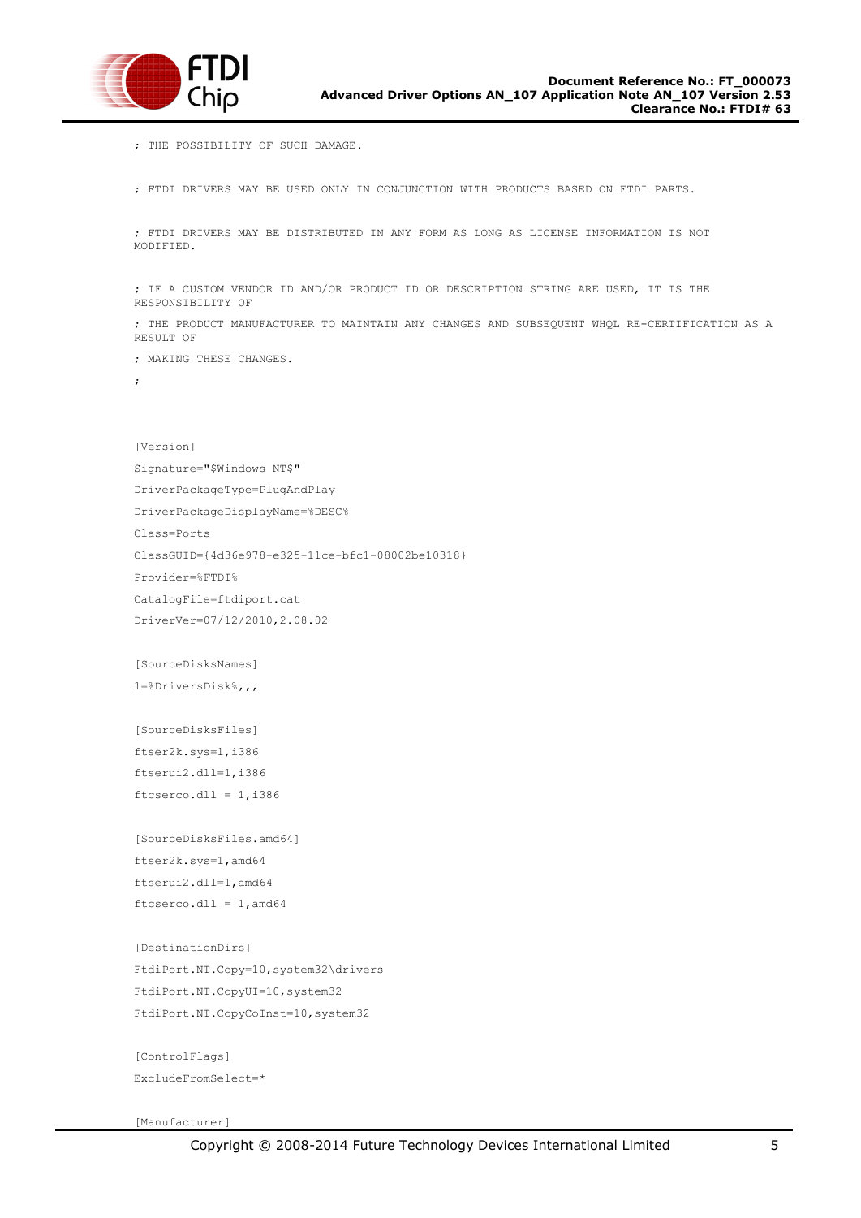```
; THE POSSIBILITY OF SUCH DAMAGE.

; FTDI DRIVERS MAY BE USED ONLY IN CONJUNCTION WITH PRODUCTS BASED ON FTDI PARTS.

; FTDI DRIVERS MAY BE DISTRIBUTED IN ANY FORM AS LONG AS LICENSE INFORMATION IS NOT MODIFIED.

; IF A CUSTOM VENDOR ID AND/OR PRODUCT ID OR DESCRIPTION STRING ARE USED, IT IS THE RESPONSIBILITY OF
; THE PRODUCT MANUFACTURER TO MAINTAIN ANY CHANGES AND SUBSEQUENT WHQL RE-CERTIFICATION AS A RESULT OF
; MAKING THESE CHANGES.
;


[Version]
Signature="$Windows NT$"
DriverPackageType=PlugAndPlay
DriverPackageDisplayName=%DESC%
Class=Ports
ClassGUID={4d36e978-e325-11ce-bfc1-08002be10318}
Provider=%FTDI%
CatalogFile=ftdiport.cat
DriverVer=07/12/2010,2.08.02

[SourceDisksNames]
1=%DriversDisk%,,,

[SourceDisksFiles]
ftser2k.sys=1,i386
ftserui2.dll=1,i386
ftcserco.dll = 1,i386

[SourceDisksFiles.amd64]
ftser2k.sys=1,amd64
ftserui2.dll=1,amd64
ftcserco.dll = 1,amd64

[DestinationDirs]
FtdiPort.NT.Copy=10,system32\drivers
FtdiPort.NT.CopyUI=10,system32
FtdiPort.NT.CopyCoInst=10,system32

[ControlFlags]
ExcludeFromSelect=*

[Manufacturer]
```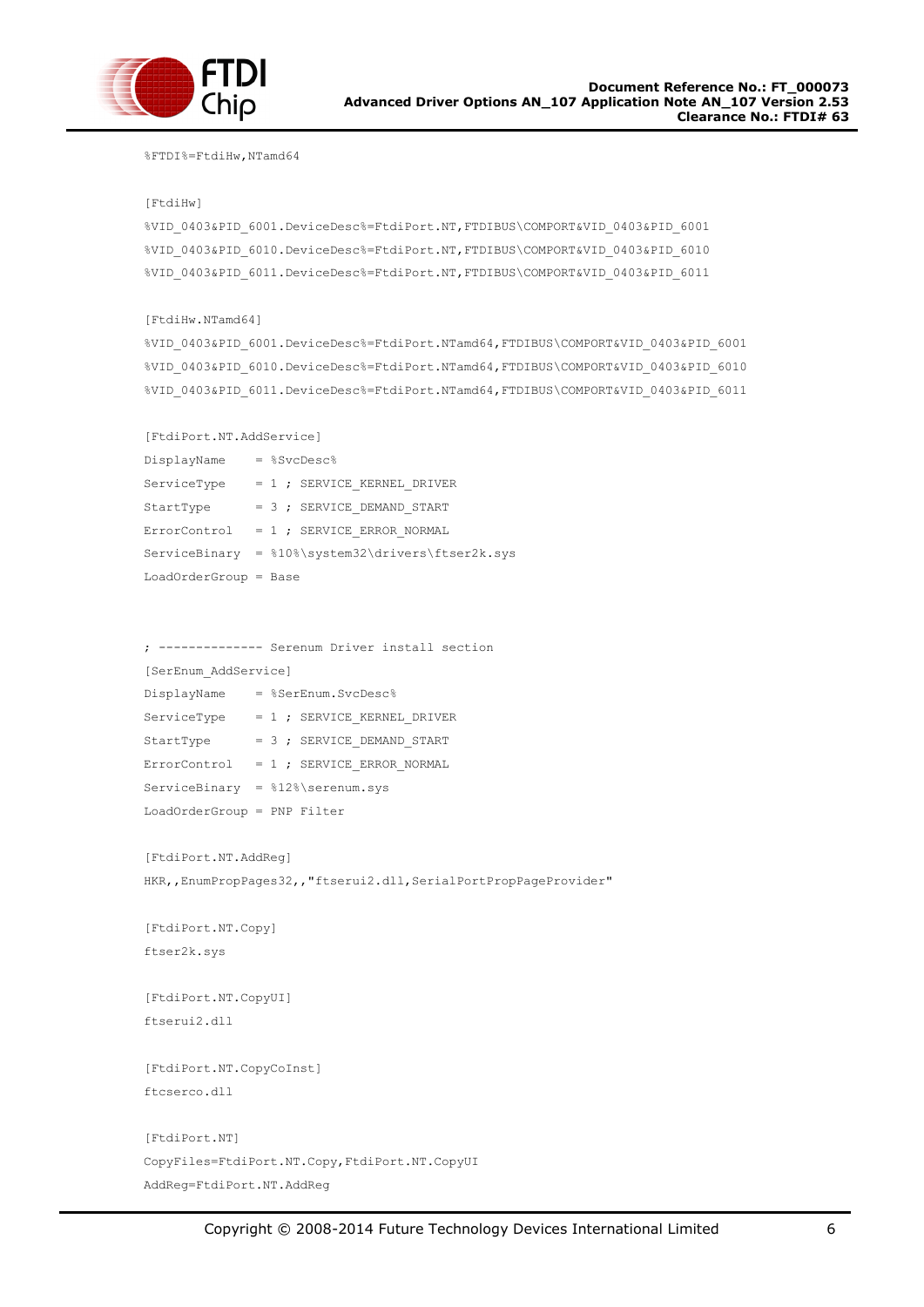```
%FTDI%=FtdiHw,NTamd64

[FtdiHw]
%VID_0403&PID_6001.DeviceDesc%=FtdiPort.NT,FTDIBUS\COMPORT&VID_0403&PID_6001
%VID_0403&PID_6010.DeviceDesc%=FtdiPort.NT,FTDIBUS\COMPORT&VID_0403&PID_6010
%VID_0403&PID_6011.DeviceDesc%=FtdiPort.NT,FTDIBUS\COMPORT&VID_0403&PID_6011

[FtdiHw.NTamd64]
%VID_0403&PID_6001.DeviceDesc%=FtdiPort.NTamd64,FTDIBUS\COMPORT&VID_0403&PID_6001
%VID_0403&PID_6010.DeviceDesc%=FtdiPort.NTamd64,FTDIBUS\COMPORT&VID_0403&PID_6010
%VID_0403&PID_6011.DeviceDesc%=FtdiPort.NTamd64,FTDIBUS\COMPORT&VID_0403&PID_6011

[FtdiPort.NT.AddService]
DisplayName    = %SvcDesc%
ServiceType    = 1 ; SERVICE_KERNEL_DRIVER
StartType      = 3 ; SERVICE_DEMAND_START
ErrorControl   = 1 ; SERVICE_ERROR_NORMAL
ServiceBinary  = %10%\system32\drivers\ftser2k.sys
LoadOrderGroup = Base


; -------------- Serenum Driver install section
[SerEnum_AddService]
DisplayName    = %SerEnum.SvcDesc%
ServiceType    = 1 ; SERVICE_KERNEL_DRIVER
StartType      = 3 ; SERVICE_DEMAND_START
ErrorControl   = 1 ; SERVICE_ERROR_NORMAL
ServiceBinary  = %12%\serenum.sys
LoadOrderGroup = PNP Filter

[FtdiPort.NT.AddReg]
HKR,,EnumPropPages32,,"ftserui2.dll,SerialPortPropPageProvider"

[FtdiPort.NT.Copy]
ftser2k.sys

[FtdiPort.NT.CopyUI]
ftserui2.dll

[FtdiPort.NT.CopyCoInst]
ftcserco.dll

[FtdiPort.NT]
CopyFiles=FtdiPort.NT.Copy,FtdiPort.NT.CopyUI
AddReg=FtdiPort.NT.AddReg
```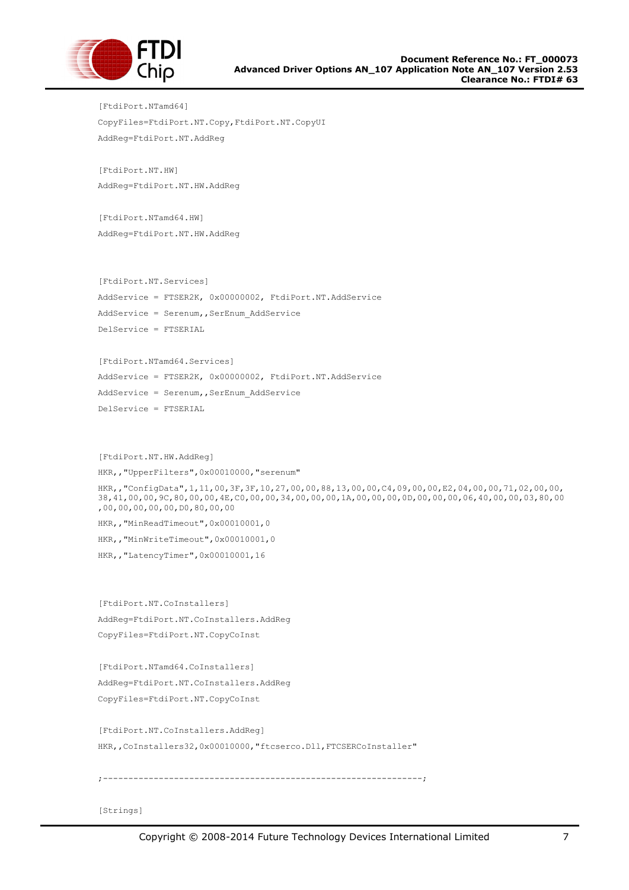```
[FtdiPort.NTamd64]
CopyFiles=FtdiPort.NT.Copy,FtdiPort.NT.CopyUI
AddReg=FtdiPort.NT.AddReg

[FtdiPort.NT.HW]
AddReg=FtdiPort.NT.HW.AddReg

[FtdiPort.NTamd64.HW]
AddReg=FtdiPort.NT.HW.AddReg


[FtdiPort.NT.Services]
AddService = FTSER2K, 0x00000002, FtdiPort.NT.AddService
AddService = Serenum,,SerEnum_AddService
DelService = FTSERIAL

[FtdiPort.NTamd64.Services]
AddService = FTSER2K, 0x00000002, FtdiPort.NT.AddService
AddService = Serenum,,SerEnum_AddService
DelService = FTSERIAL


[FtdiPort.NT.HW.AddReg]
HKR,,"UpperFilters",0x00010000,"serenum"
HKR,,"ConfigData",1,11,00,3F,3F,10,27,00,00,88,13,00,00,C4,09,00,00,E2,04,00,00,71,02,00,00,
38,41,00,00,9C,80,00,00,4E,C0,00,00,34,00,00,00,1A,00,00,00,0D,00,00,00,06,40,00,00,03,80,00
,00,00,00,00,00,D0,80,00,00
HKR,,"MinReadTimeout",0x00010001,0
HKR,,"MinWriteTimeout",0x00010001,0
HKR,,"LatencyTimer",0x00010001,16


[FtdiPort.NT.CoInstallers]
AddReg=FtdiPort.NT.CoInstallers.AddReg
CopyFiles=FtdiPort.NT.CopyCoInst

[FtdiPort.NTamd64.CoInstallers]
AddReg=FtdiPort.NT.CoInstallers.AddReg
CopyFiles=FtdiPort.NT.CopyCoInst

[FtdiPort.NT.CoInstallers.AddReg]
HKR,,CoInstallers32,0x00010000,"ftcserco.Dll,FTCSERCoInstaller"

;---------------------------------------------------------------;

[Strings]
```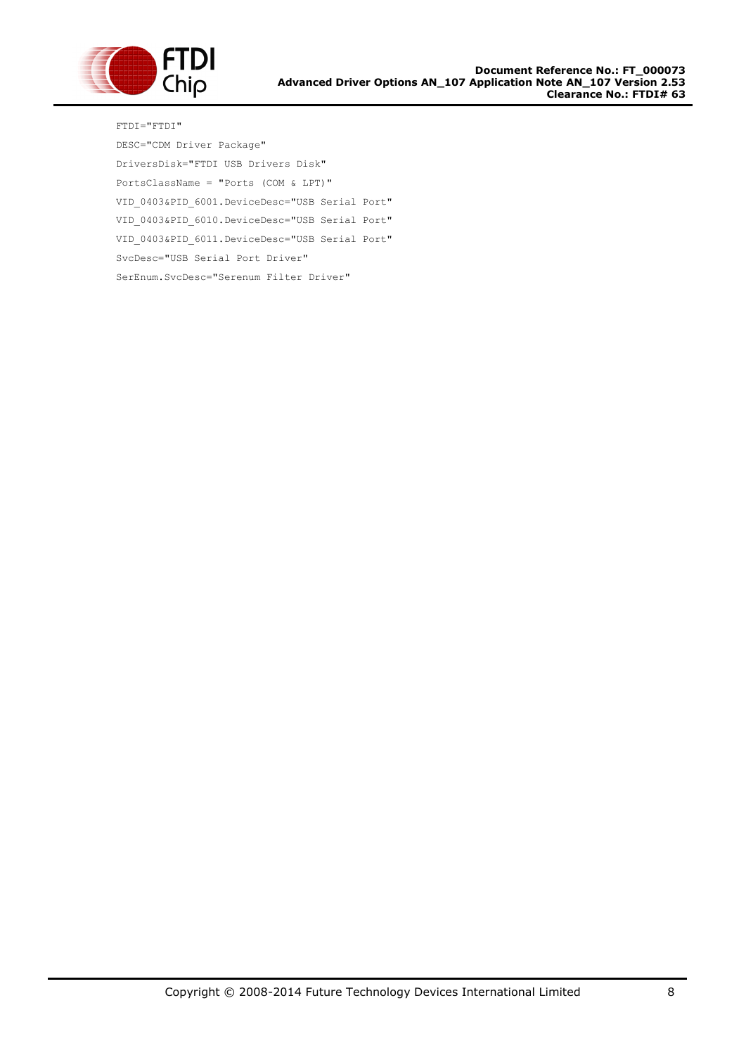```
FTDI="FTDI"
DESC="CDM Driver Package"
DriversDisk="FTDI USB Drivers Disk"
PortsClassName = "Ports (COM & LPT)"
VID_0403&PID_6001.DeviceDesc="USB Serial Port"
VID_0403&PID_6010.DeviceDesc="USB Serial Port"
VID_0403&PID_6011.DeviceDesc="USB Serial Port"
SvcDesc="USB Serial Port Driver"
SerEnum.SvcDesc="Serenum Filter Driver"
```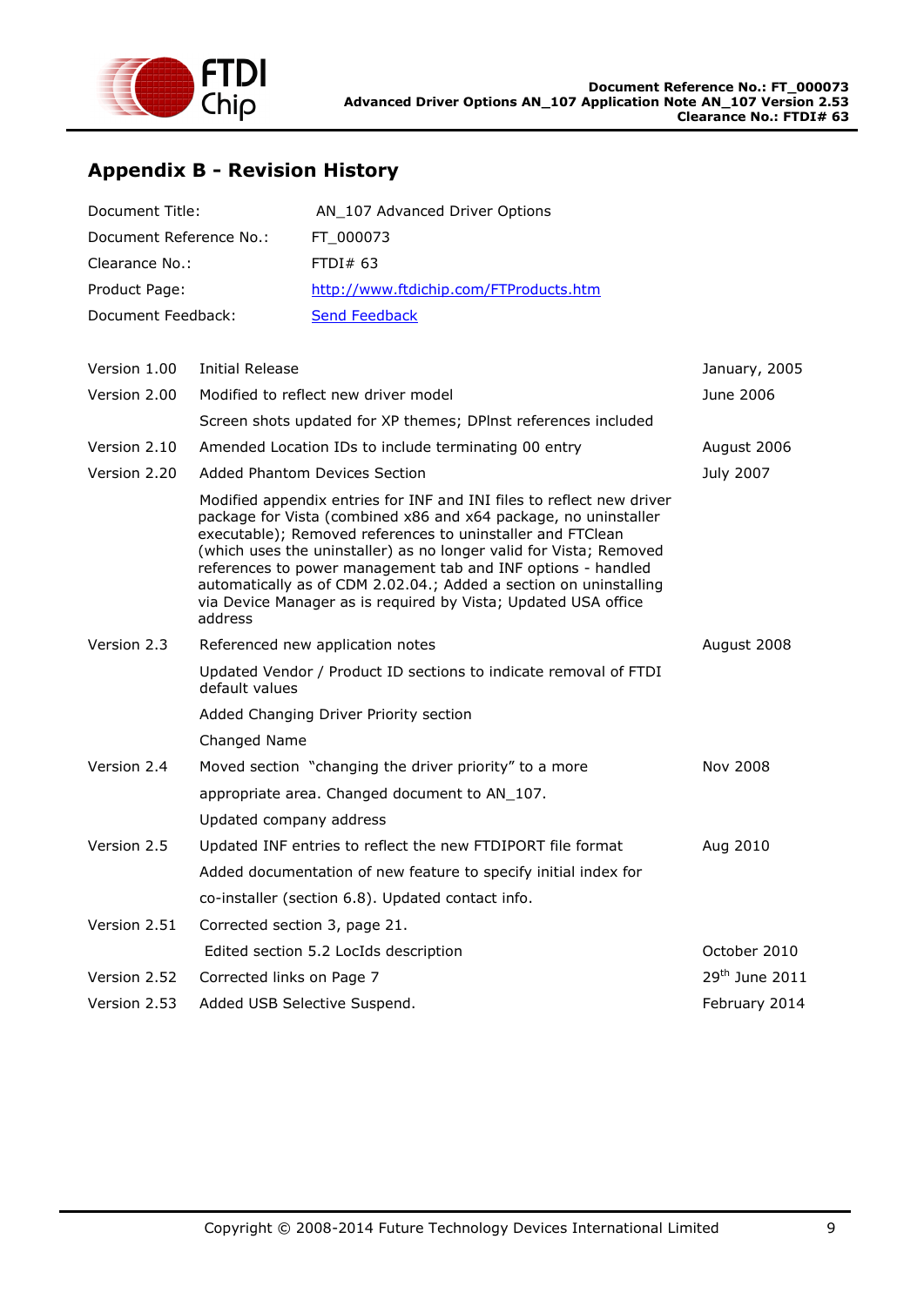## Appendix B - Revision History

Document Title: AN_107 Advanced Driver Options

Document Reference No.: FT_000073

Clearance No.: FTDI# 63

Product Page: http://www.ftdichip.com/FTProducts.htm

Document Feedback: Send Feedback

| | | |
|---|---|---|
| Version 1.00 | Initial Release | January, 2005 |
| Version 2.00 | Modified to reflect new driver model | June 2006 |
| | Screen shots updated for XP themes; DPInst references included | |
| Version 2.10 | Amended Location IDs to include terminating 00 entry | August 2006 |
| Version 2.20 | Added Phantom Devices Section | July 2007 |
| | Modified appendix entries for INF and INI files to reflect new driver package for Vista (combined x86 and x64 package, no uninstaller executable); Removed references to uninstaller and FTClean (which uses the uninstaller) as no longer valid for Vista; Removed references to power management tab and INF options - handled automatically as of CDM 2.02.04.; Added a section on uninstalling via Device Manager as is required by Vista; Updated USA office address | |
| Version 2.3 | Referenced new application notes | August 2008 |
| | Updated Vendor / Product ID sections to indicate removal of FTDI default values | |
| | Added Changing Driver Priority section | |
| | Changed Name | |
| Version 2.4 | Moved section "changing the driver priority" to a more | Nov 2008 |
| | appropriate area. Changed document to AN_107. | |
| | Updated company address | |
| Version 2.5 | Updated INF entries to reflect the new FTDIPORT file format | Aug 2010 |
| | Added documentation of new feature to specify initial index for | |
| | co-installer (section 6.8). Updated contact info. | |
| Version 2.51 | Corrected section 3, page 21. | |
| | Edited section 5.2 LocIds description | October 2010 |
| Version 2.52 | Corrected links on Page 7 | 29th June 2011 |
| Version 2.53 | Added USB Selective Suspend. | February 2014 |